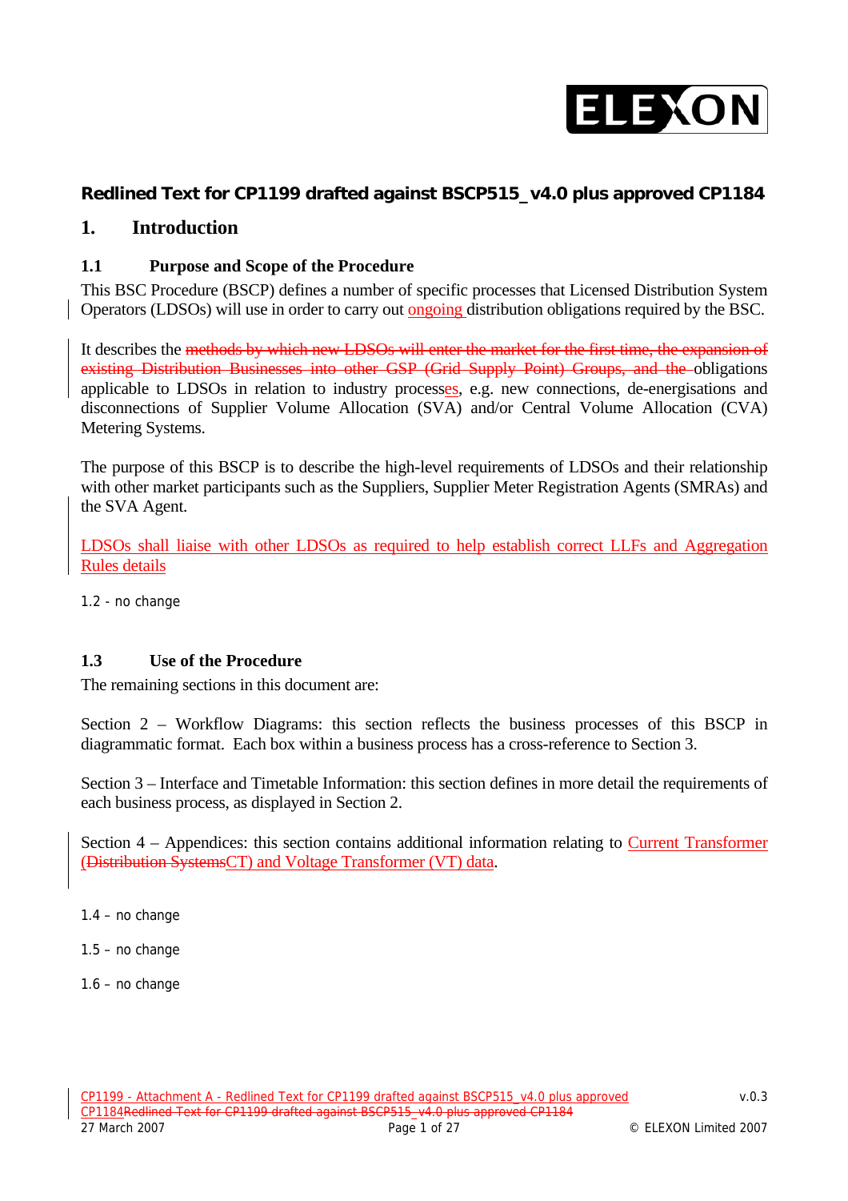## Redlined Text for CP1199 drafted against BSCP515_v4.0 plus approved CP1184

# 1. Introduction

### 1.1 Purpose and Scope of the Procedure

This BSC Procedure (BSCP) defines a number of specific processes that Licensed Distribution System Operators (LDSOs) will use in order to carry out ongoing distribution obligations required by the BSC.

It describes the ~~methods by which new LDSOs will enter the market for the first time, the expansion of existing Distribution Businesses into other GSP (Grid Supply Point) Groups, and the~~ obligations applicable to LDSOs in relation to industry processes, e.g. new connections, de-energisations and disconnections of Supplier Volume Allocation (SVA) and/or Central Volume Allocation (CVA) Metering Systems.

The purpose of this BSCP is to describe the high-level requirements of LDSOs and their relationship with other market participants such as the Suppliers, Supplier Meter Registration Agents (SMRAs) and the SVA Agent.

LDSOs shall liaise with other LDSOs as required to help establish correct LLFs and Aggregation Rules details

1.2 - no change

### 1.3 Use of the Procedure

The remaining sections in this document are:

Section 2 – Workflow Diagrams: this section reflects the business processes of this BSCP in diagrammatic format. Each box within a business process has a cross-reference to Section 3.

Section 3 – Interface and Timetable Information: this section defines in more detail the requirements of each business process, as displayed in Section 2.

Section 4 – Appendices: this section contains additional information relating to Current Transformer (~~Distribution Systems~~CT) and Voltage Transformer (VT) data.

1.4 – no change

1.5 – no change

1.6 – no change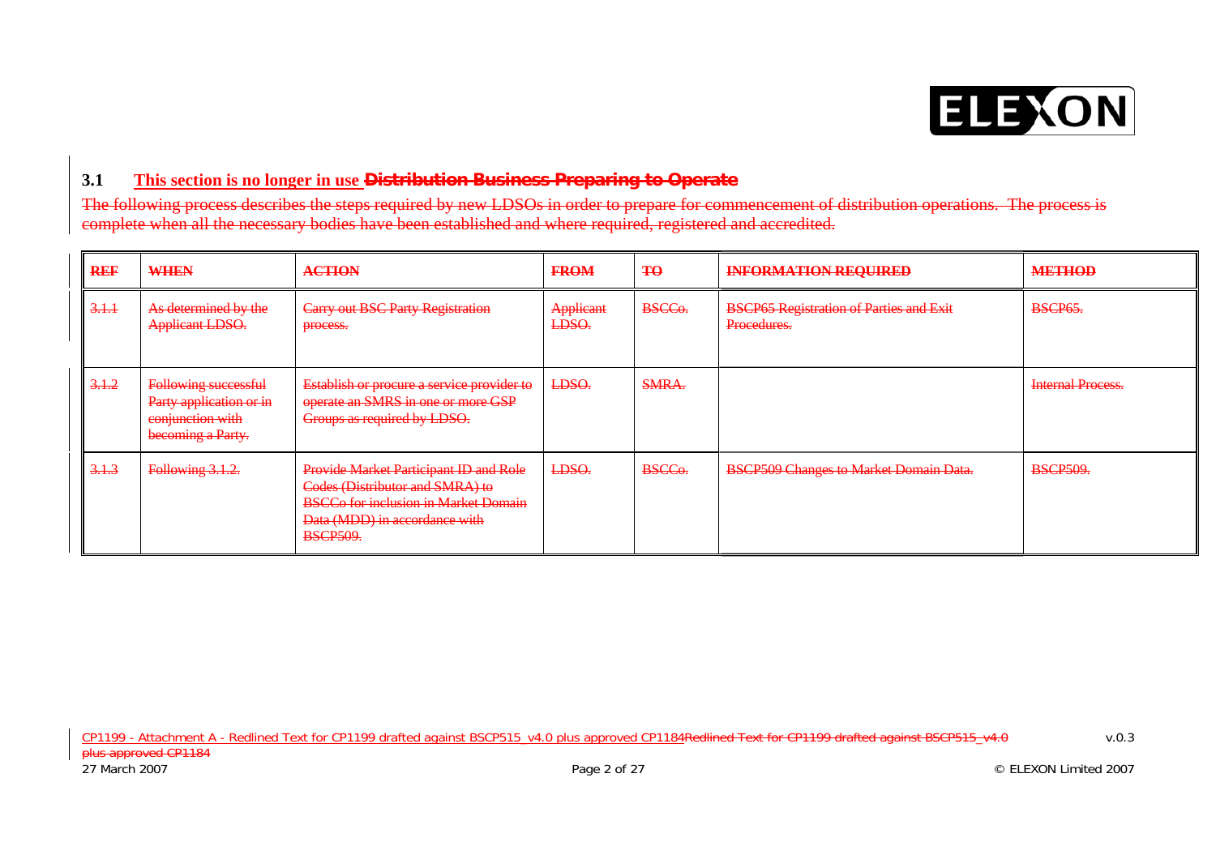## 3.1 This section is no longer in use ~~Distribution Business Preparing to Operate~~

~~The following process describes the steps required by new LDSOs in order to prepare for commencement of distribution operations. The process is complete when all the necessary bodies have been established and where required, registered and accredited.~~

| ~~REF~~ | ~~WHEN~~ | ~~ACTION~~ | ~~FROM~~ | ~~TO~~ | ~~INFORMATION REQUIRED~~ | ~~METHOD~~ |
|---|---|---|---|---|---|---|
| ~~3.1.1~~ | ~~As determined by the Applicant LDSO.~~ | ~~Carry out BSC Party Registration process.~~ | ~~Applicant LDSO.~~ | ~~BSCCo.~~ | ~~BSCP65 Registration of Parties and Exit Procedures.~~ | ~~BSCP65.~~ |
| ~~3.1.2~~ | ~~Following successful Party application or in conjunction with becoming a Party.~~ | ~~Establish or procure a service provider to operate an SMRS in one or more GSP Groups as required by LDSO.~~ | ~~LDSO.~~ | ~~SMRA.~~ | | ~~Internal Process.~~ |
| ~~3.1.3~~ | ~~Following 3.1.2.~~ | ~~Provide Market Participant ID and Role Codes (Distributor and SMRA) to BSCCo for inclusion in Market Domain Data (MDD) in accordance with BSCP509.~~ | ~~LDSO.~~ | ~~BSCCo.~~ | ~~BSCP509 Changes to Market Domain Data.~~ | ~~BSCP509.~~ |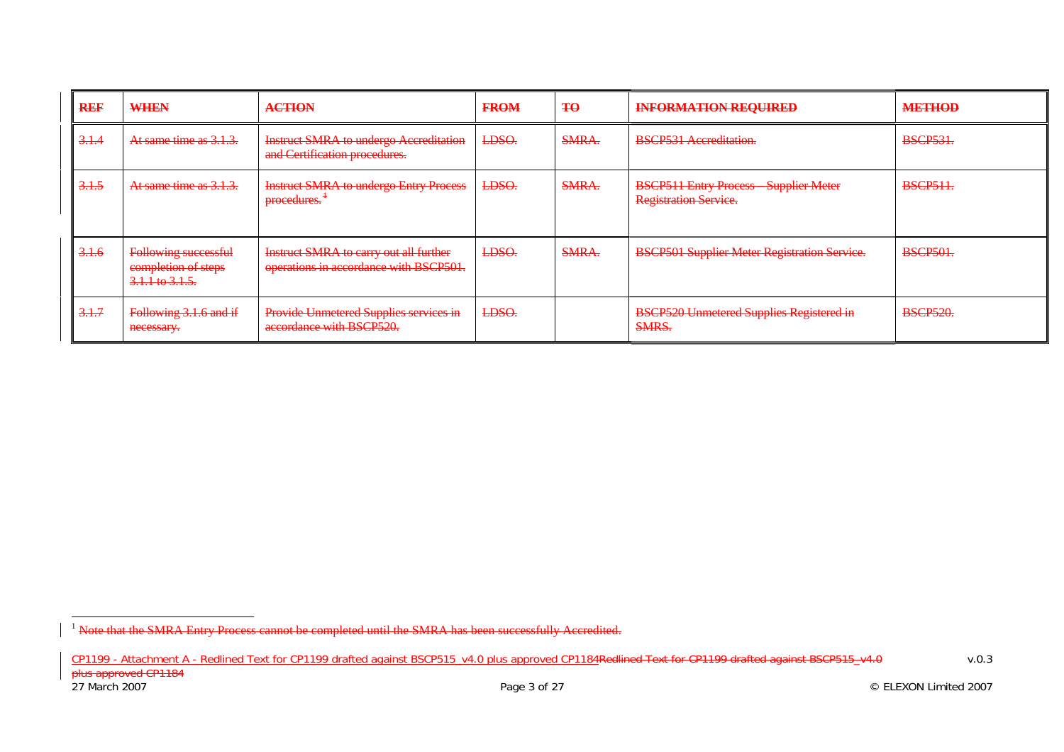| REF | WHEN | ACTION | FROM | TO | INFORMATION REQUIRED | METHOD |
|---|---|---|---|---|---|---|
| 3.1.4 | At same time as 3.1.3. | Instruct SMRA to undergo Accreditation and Certification procedures. | LDSO. | SMRA. | BSCP531 Accreditation. | BSCP531. |
| 3.1.5 | At same time as 3.1.3. | Instruct SMRA to undergo Entry Process procedures.[1] | LDSO. | SMRA. | BSCP511 Entry Process – Supplier Meter Registration Service. | BSCP511. |
| 3.1.6 | Following successful completion of steps 3.1.1 to 3.1.5. | Instruct SMRA to carry out all further operations in accordance with BSCP501. | LDSO. | SMRA. | BSCP501 Supplier Meter Registration Service. | BSCP501. |
| 3.1.7 | Following 3.1.6 and if necessary. | Provide Unmetered Supplies services in accordance with BSCP520. | LDSO. | | BSCP520 Unmetered Supplies Registered in SMRS. | BSCP520. |

[1] Note that the SMRA Entry Process cannot be completed until the SMRA has been successfully Accredited.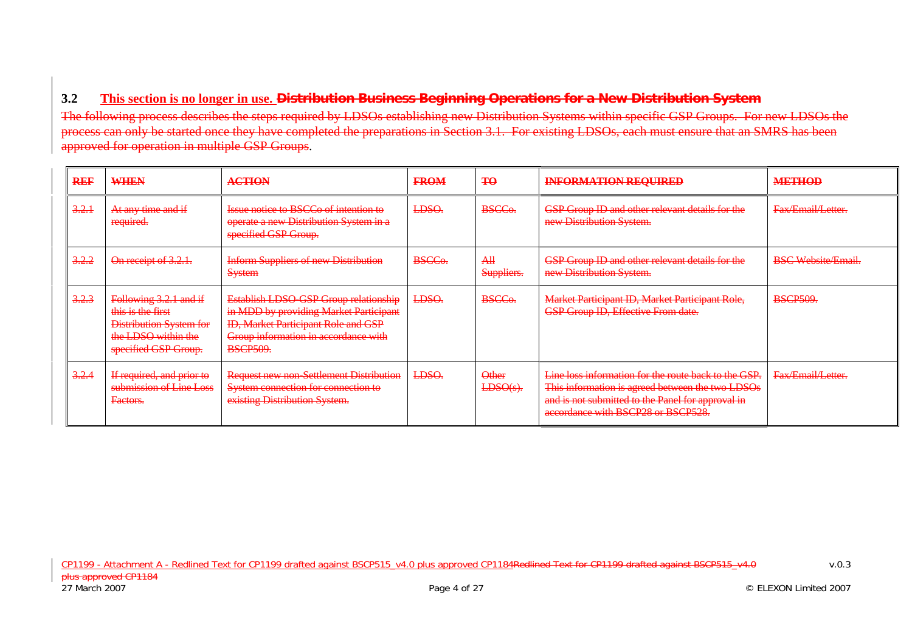## 3.2 This section is no longer in use. ~~Distribution Business Beginning Operations for a New Distribution System~~

~~The following process describes the steps required by LDSOs establishing new Distribution Systems within specific GSP Groups. For new LDSOs the process can only be started once they have completed the preparations in Section 3.1. For existing LDSOs, each must ensure that an SMRS has been approved for operation in multiple GSP Groups.~~

| ~~REF~~ | ~~WHEN~~ | ~~ACTION~~ | ~~FROM~~ | ~~TO~~ | ~~INFORMATION REQUIRED~~ | ~~METHOD~~ |
|---|---|---|---|---|---|---|
| ~~3.2.1~~ | ~~At any time and if required.~~ | ~~Issue notice to BSCCo of intention to operate a new Distribution System in a specified GSP Group.~~ | ~~LDSO.~~ | ~~BSCCo.~~ | ~~GSP Group ID and other relevant details for the new Distribution System.~~ | ~~Fax/Email/Letter.~~ |
| ~~3.2.2~~ | ~~On receipt of 3.2.1.~~ | ~~Inform Suppliers of new Distribution System~~ | ~~BSCCo.~~ | ~~All Suppliers.~~ | ~~GSP Group ID and other relevant details for the new Distribution System.~~ | ~~BSC Website/Email.~~ |
| ~~3.2.3~~ | ~~Following 3.2.1 and if this is the first Distribution System for the LDSO within the specified GSP Group.~~ | ~~Establish LDSO-GSP Group relationship in MDD by providing Market Participant ID, Market Participant Role and GSP Group information in accordance with BSCP509.~~ | ~~LDSO.~~ | ~~BSCCo.~~ | ~~Market Participant ID, Market Participant Role, GSP Group ID, Effective From date.~~ | ~~BSCP509.~~ |
| ~~3.2.4~~ | ~~If required, and prior to submission of Line Loss Factors.~~ | ~~Request new non-Settlement Distribution System connection for connection to existing Distribution System.~~ | ~~LDSO.~~ | ~~Other LDSO(s).~~ | ~~Line loss information for the route back to the GSP. This information is agreed between the two LDSOs and is not submitted to the Panel for approval in accordance with BSCP28 or BSCP528.~~ | ~~Fax/Email/Letter.~~ |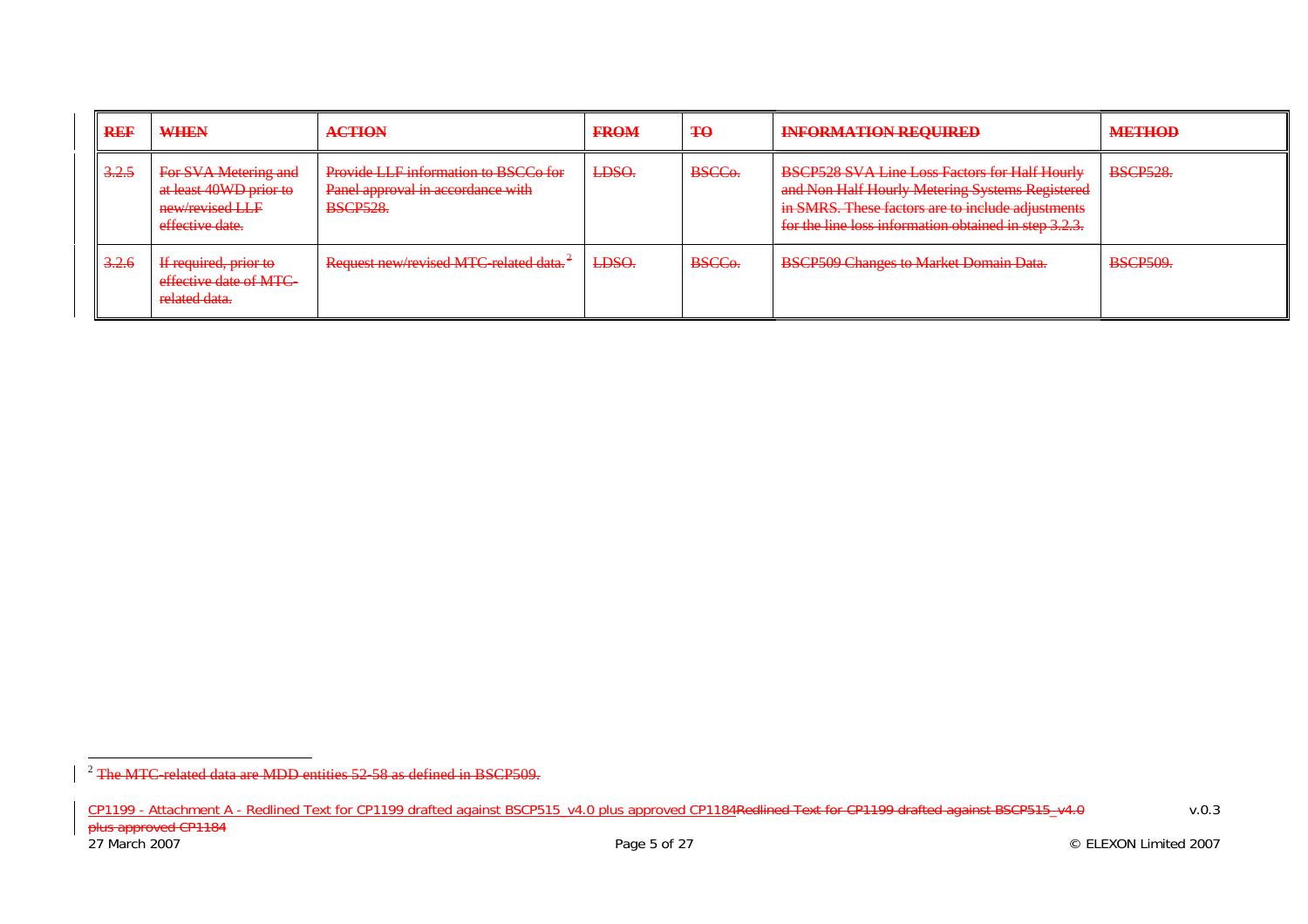| REF | WHEN | ACTION | FROM | TO | INFORMATION REQUIRED | METHOD |
|---|---|---|---|---|---|---|
| 3.2.5 | For SVA Metering and at least 40WD prior to new/revised LLF effective date. | Provide LLF information to BSCCo for Panel approval in accordance with BSCP528. | LDSO. | BSCCo. | BSCP528 SVA Line Loss Factors for Half Hourly and Non Half Hourly Metering Systems Registered in SMRS. These factors are to include adjustments for the line loss information obtained in step 3.2.3. | BSCP528. |
| 3.2.6 | If required, prior to effective date of MTC-related data. | Request new/revised MTC-related data.[2] | LDSO. | BSCCo. | BSCP509 Changes to Market Domain Data. | BSCP509. |

[2] The MTC-related data are MDD entities 52-58 as defined in BSCP509.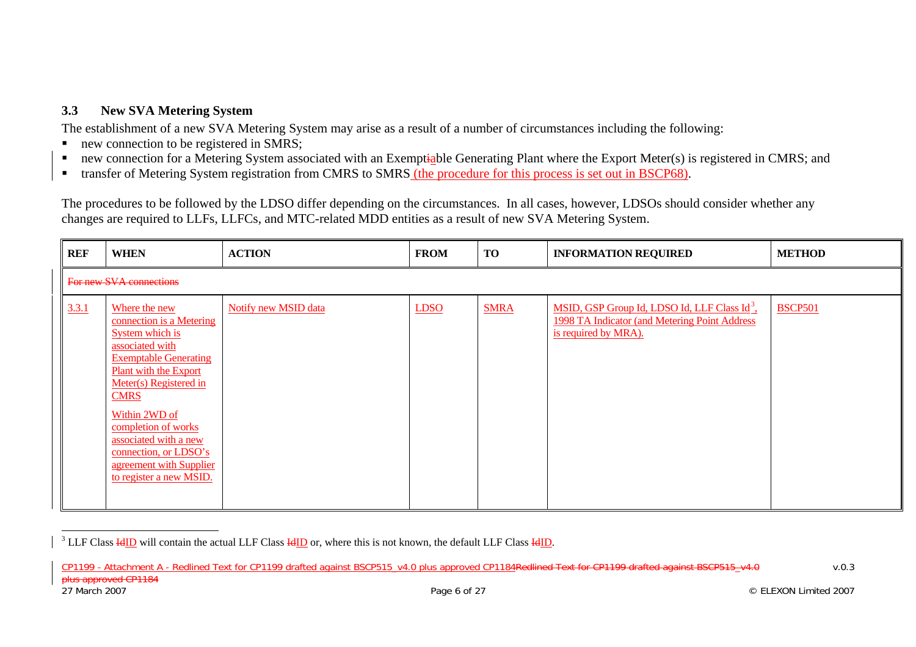## 3.3 New SVA Metering System

The establishment of a new SVA Metering System may arise as a result of a number of circumstances including the following:

- new connection to be registered in SMRS;
- new connection for a Metering System associated with an Exemptable Generating Plant where the Export Meter(s) is registered in CMRS; and
- transfer of Metering System registration from CMRS to SMRS (the procedure for this process is set out in BSCP68).

The procedures to be followed by the LDSO differ depending on the circumstances. In all cases, however, LDSOs should consider whether any changes are required to LLFs, LLFCs, and MTC-related MDD entities as a result of new SVA Metering System.

| REF | WHEN | ACTION | FROM | TO | INFORMATION REQUIRED | METHOD |
|---|---|---|---|---|---|---|
| For new SVA connections | | | | | | |
| 3.3.1 | Where the new connection is a Metering System which is associated with Exemptable Generating Plant with the Export Meter(s) Registered in CMRS<br><br>Within 2WD of completion of works associated with a new connection, or LDSO's agreement with Supplier to register a new MSID. | Notify new MSID data | LDSO | SMRA | MSID, GSP Group Id, LDSO Id, LLF Class Id[3], 1998 TA Indicator (and Metering Point Address is required by MRA). | BSCP501 |

[3] LLF Class ID will contain the actual LLF Class ID or, where this is not known, the default LLF Class ID.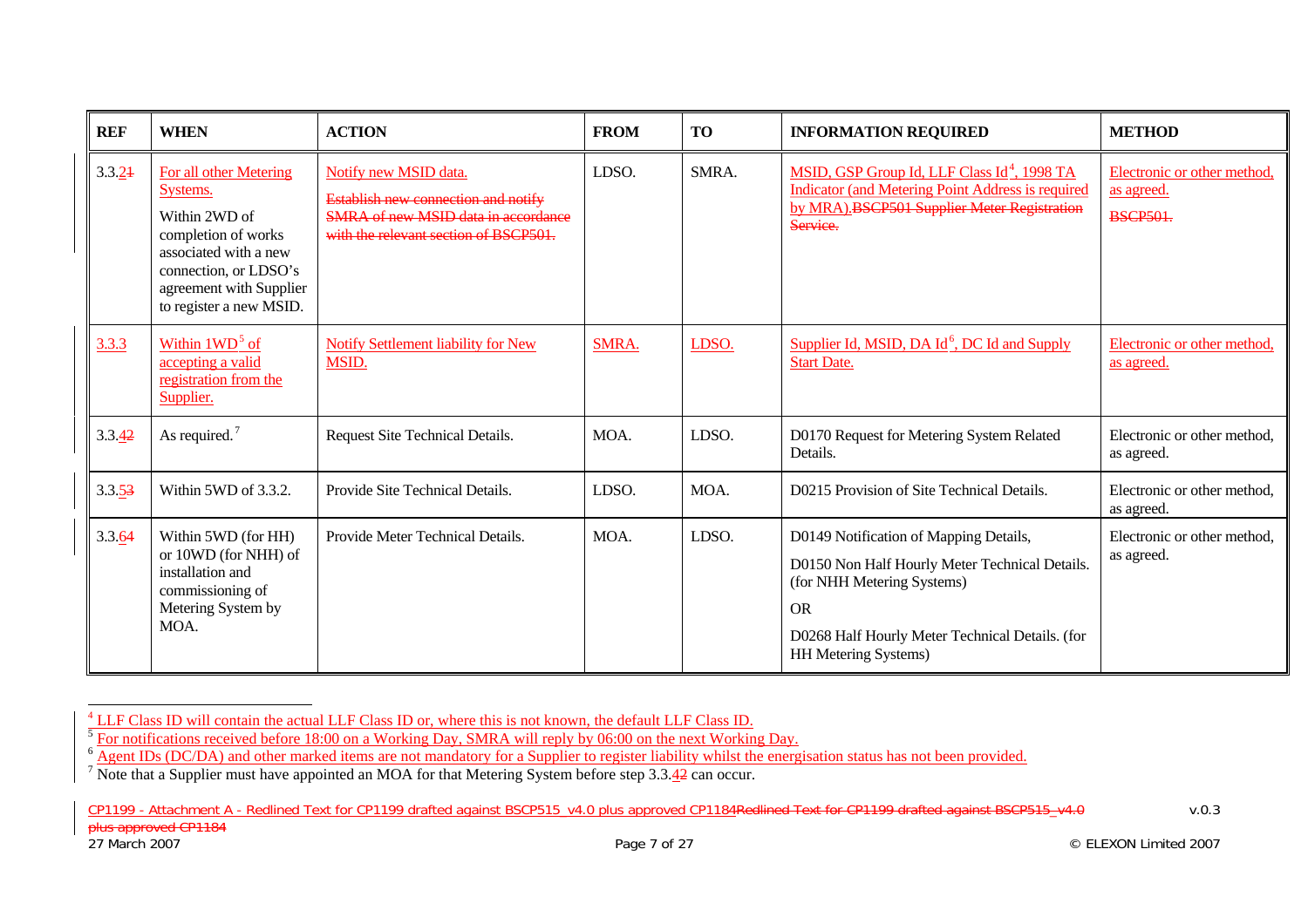| REF | WHEN | ACTION | FROM | TO | INFORMATION REQUIRED | METHOD |
|---|---|---|---|---|---|---|
| 3.3.21 | For all other Metering Systems. Within 2WD of completion of works associated with a new connection, or LDSO's agreement with Supplier to register a new MSID. | Notify new MSID data. Establish new connection and notify SMRA of new MSID data in accordance with the relevant section of BSCP501. | LDSO. | SMRA. | MSID, GSP Group Id, LLF Class Id[4], 1998 TA Indicator (and Metering Point Address is required by MRA).BSCP501 Supplier Meter Registration Service. | Electronic or other method, as agreed. BSCP501. |
| 3.3.3 | Within 1WD[5] of accepting a valid registration from the Supplier. | Notify Settlement liability for New MSID. | SMRA. | LDSO. | Supplier Id, MSID, DA Id[6], DC Id and Supply Start Date. | Electronic or other method, as agreed. |
| 3.3.42 | As required.[7] | Request Site Technical Details. | MOA. | LDSO. | D0170 Request for Metering System Related Details. | Electronic or other method, as agreed. |
| 3.3.53 | Within 5WD of 3.3.2. | Provide Site Technical Details. | LDSO. | MOA. | D0215 Provision of Site Technical Details. | Electronic or other method, as agreed. |
| 3.3.64 | Within 5WD (for HH) or 10WD (for NHH) of installation and commissioning of Metering System by MOA. | Provide Meter Technical Details. | MOA. | LDSO. | D0149 Notification of Mapping Details,<br><br>D0150 Non Half Hourly Meter Technical Details. (for NHH Metering Systems)<br><br>OR<br><br>D0268 Half Hourly Meter Technical Details. (for HH Metering Systems) | Electronic or other method, as agreed. |

[4] LLF Class ID will contain the actual LLF Class ID or, where this is not known, the default LLF Class ID.

[5] For notifications received before 18:00 on a Working Day, SMRA will reply by 06:00 on the next Working Day.

[6] Agent IDs (DC/DA) and other marked items are not mandatory for a Supplier to register liability whilst the energisation status has not been provided.

[7] Note that a Supplier must have appointed an MOA for that Metering System before step 3.3.42 can occur.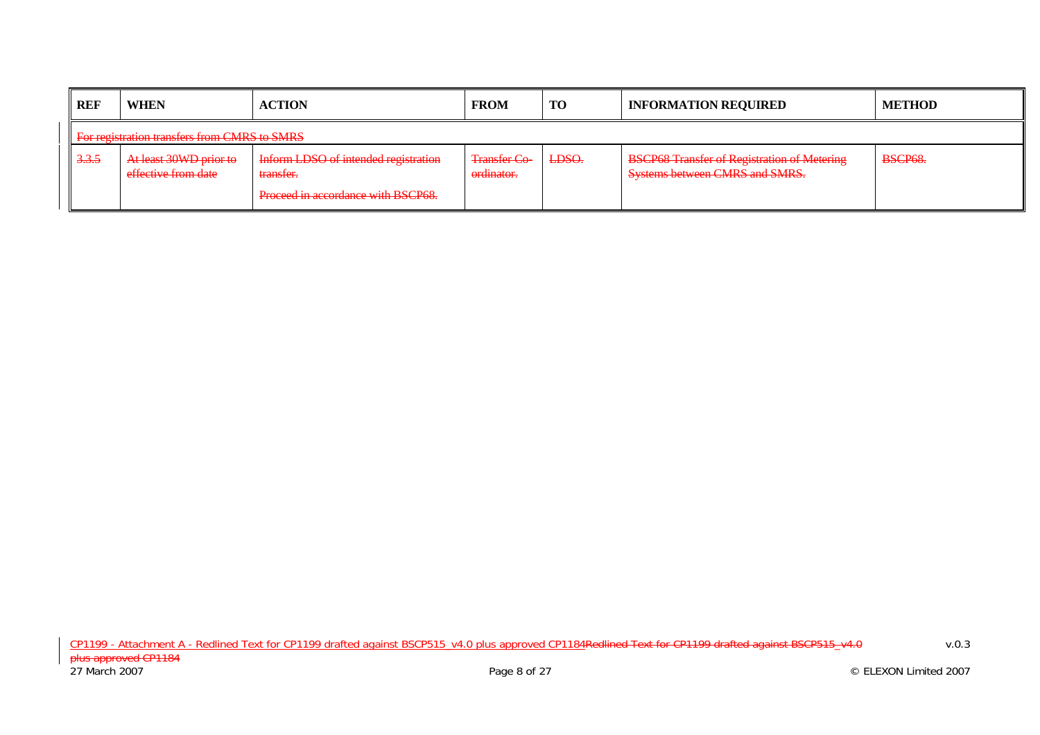| REF | WHEN | ACTION | FROM | TO | INFORMATION REQUIRED | METHOD |
|---|---|---|---|---|---|---|
| ~~For registration transfers from CMRS to SMRS~~ | | | | | | |
| ~~3.3.5~~ | ~~At least 30WD prior to effective from date~~ | ~~Inform LDSO of intended registration transfer.~~<br>~~Proceed in accordance with BSCP68.~~ | ~~Transfer Co-ordinator.~~ | ~~LDSO.~~ | ~~BSCP68 Transfer of Registration of Metering Systems between CMRS and SMRS.~~ | ~~BSCP68.~~ |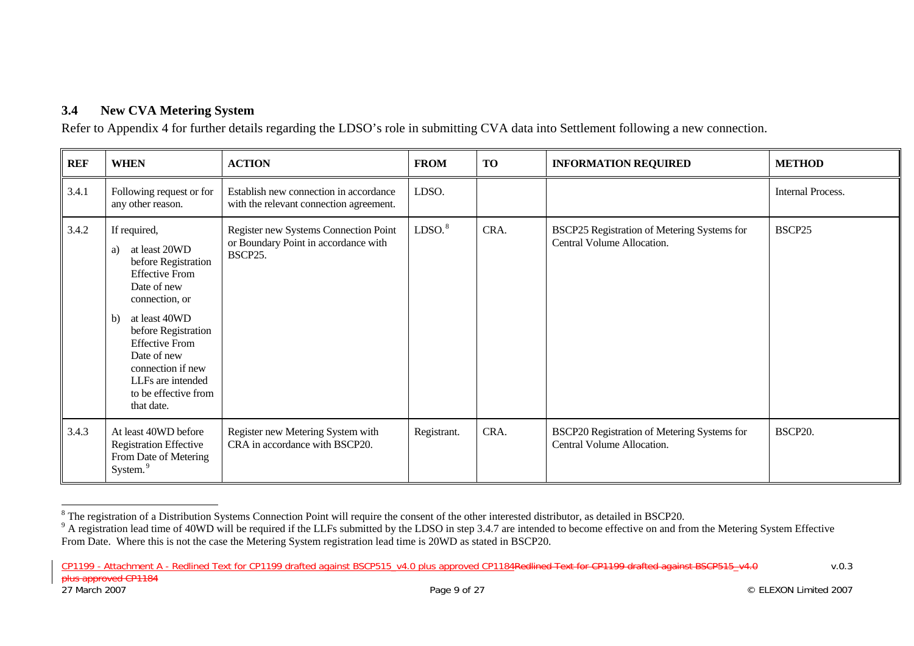## 3.4 New CVA Metering System

Refer to Appendix 4 for further details regarding the LDSO's role in submitting CVA data into Settlement following a new connection.

| REF | WHEN | ACTION | FROM | TO | INFORMATION REQUIRED | METHOD |
|---|---|---|---|---|---|---|
| 3.4.1 | Following request or for any other reason. | Establish new connection in accordance with the relevant connection agreement. | LDSO. | | | Internal Process. |
| 3.4.2 | If required, a) at least 20WD before Registration Effective From Date of new connection, or b) at least 40WD before Registration Effective From Date of new connection if new LLFs are intended to be effective from that date. | Register new Systems Connection Point or Boundary Point in accordance with BSCP25. | LDSO.[8] | CRA. | BSCP25 Registration of Metering Systems for Central Volume Allocation. | BSCP25 |
| 3.4.3 | At least 40WD before Registration Effective From Date of Metering System.[9] | Register new Metering System with CRA in accordance with BSCP20. | Registrant. | CRA. | BSCP20 Registration of Metering Systems for Central Volume Allocation. | BSCP20. |

[8] The registration of a Distribution Systems Connection Point will require the consent of the other interested distributor, as detailed in BSCP20.

[9] A registration lead time of 40WD will be required if the LLFs submitted by the LDSO in step 3.4.7 are intended to become effective on and from the Metering System Effective From Date. Where this is not the case the Metering System registration lead time is 20WD as stated in BSCP20.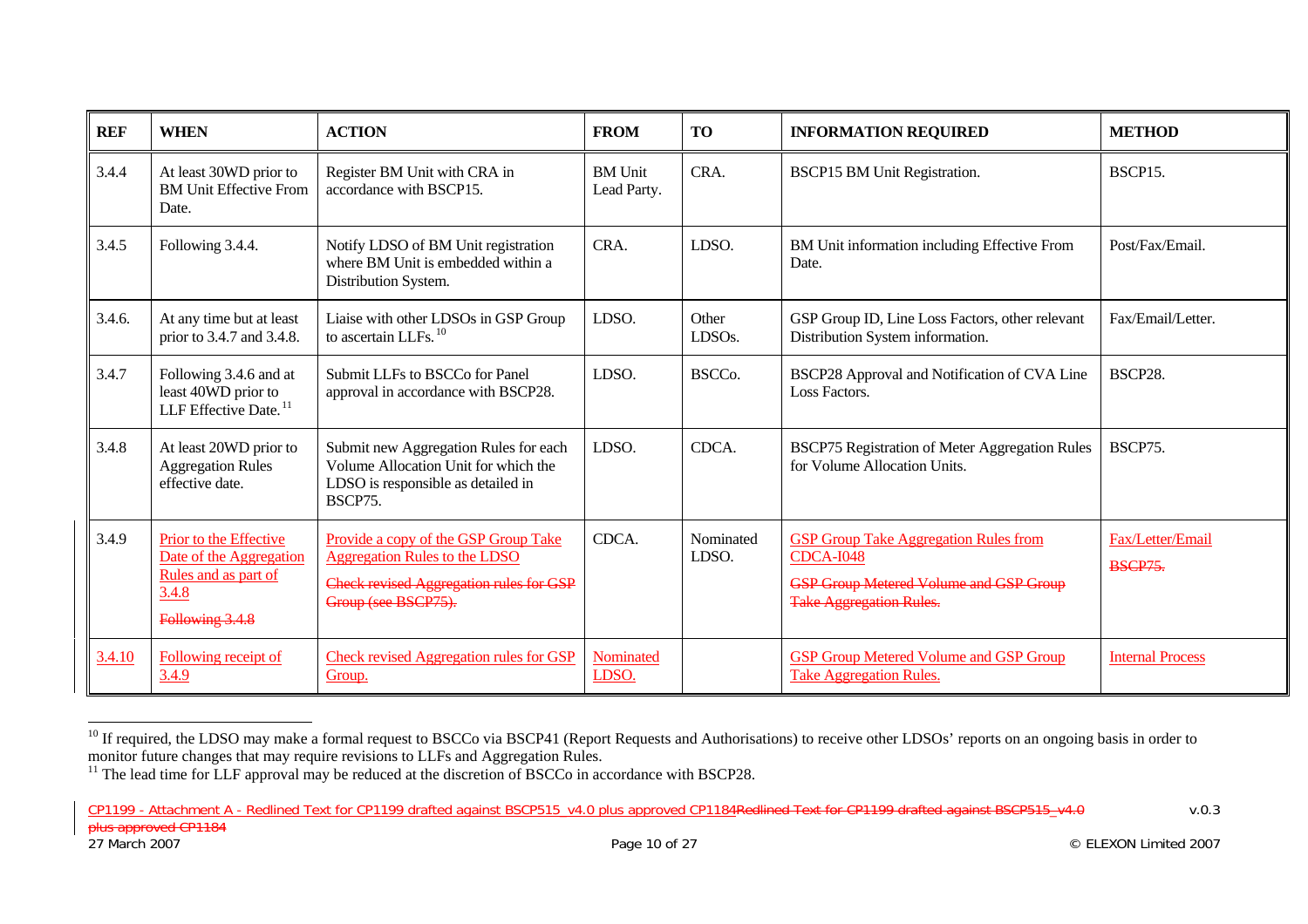| REF | WHEN | ACTION | FROM | TO | INFORMATION REQUIRED | METHOD |
|---|---|---|---|---|---|---|
| 3.4.4 | At least 30WD prior to BM Unit Effective From Date. | Register BM Unit with CRA in accordance with BSCP15. | BM Unit Lead Party. | CRA. | BSCP15 BM Unit Registration. | BSCP15. |
| 3.4.5 | Following 3.4.4. | Notify LDSO of BM Unit registration where BM Unit is embedded within a Distribution System. | CRA. | LDSO. | BM Unit information including Effective From Date. | Post/Fax/Email. |
| 3.4.6. | At any time but at least prior to 3.4.7 and 3.4.8. | Liaise with other LDSOs in GSP Group to ascertain LLFs.[10] | LDSO. | Other LDSOs. | GSP Group ID, Line Loss Factors, other relevant Distribution System information. | Fax/Email/Letter. |
| 3.4.7 | Following 3.4.6 and at least 40WD prior to LLF Effective Date.[11] | Submit LLFs to BSCCo for Panel approval in accordance with BSCP28. | LDSO. | BSCCo. | BSCP28 Approval and Notification of CVA Line Loss Factors. | BSCP28. |
| 3.4.8 | At least 20WD prior to Aggregation Rules effective date. | Submit new Aggregation Rules for each Volume Allocation Unit for which the LDSO is responsible as detailed in BSCP75. | LDSO. | CDCA. | BSCP75 Registration of Meter Aggregation Rules for Volume Allocation Units. | BSCP75. |
| 3.4.9 | Prior to the Effective Date of the Aggregation Rules and as part of 3.4.8 ~~Following 3.4.8~~ | Provide a copy of the GSP Group Take Aggregation Rules to the LDSO ~~Check revised Aggregation rules for GSP Group (see BSCP75).~~ | CDCA. | Nominated LDSO. | GSP Group Take Aggregation Rules from CDCA-I048 ~~GSP Group Metered Volume and GSP Group Take Aggregation Rules.~~ | Fax/Letter/Email ~~BSCP75.~~ |
| 3.4.10 | Following receipt of 3.4.9 | Check revised Aggregation rules for GSP Group. | Nominated LDSO. | | GSP Group Metered Volume and GSP Group Take Aggregation Rules. | Internal Process |

[10] If required, the LDSO may make a formal request to BSCCo via BSCP41 (Report Requests and Authorisations) to receive other LDSOs' reports on an ongoing basis in order to monitor future changes that may require revisions to LLFs and Aggregation Rules.

[11] The lead time for LLF approval may be reduced at the discretion of BSCCo in accordance with BSCP28.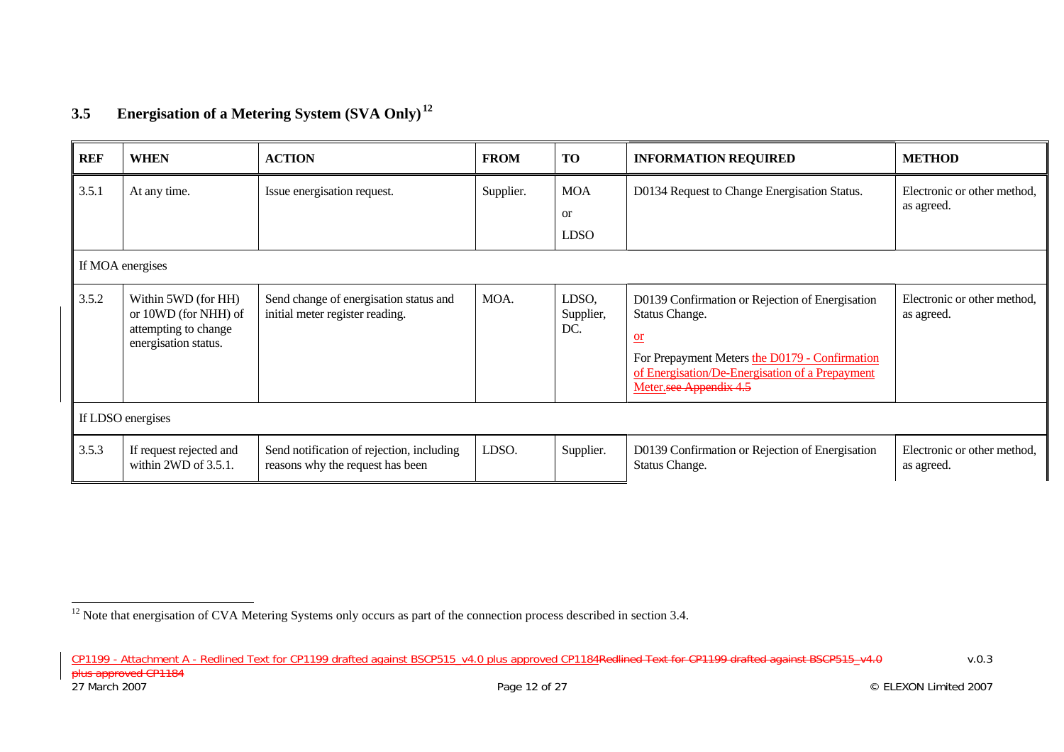## 3.5 Energisation of a Metering System (SVA Only)[12]

| REF | WHEN | ACTION | FROM | TO | INFORMATION REQUIRED | METHOD |
|---|---|---|---|---|---|---|
| 3.5.1 | At any time. | Issue energisation request. | Supplier. | MOA or LDSO | D0134 Request to Change Energisation Status. | Electronic or other method, as agreed. |
| If MOA energises | | | | | | |
| 3.5.2 | Within 5WD (for HH) or 10WD (for NHH) of attempting to change energisation status. | Send change of energisation status and initial meter register reading. | MOA. | LDSO, Supplier, DC. | D0139 Confirmation or Rejection of Energisation Status Change. or For Prepayment Meters the D0179 - Confirmation of Energisation/De-Energisation of a Prepayment Meter.~~see Appendix 4.5~~ | Electronic or other method, as agreed. |
| If LDSO energises | | | | | | |
| 3.5.3 | If request rejected and within 2WD of 3.5.1. | Send notification of rejection, including reasons why the request has been | LDSO. | Supplier. | D0139 Confirmation or Rejection of Energisation Status Change. | Electronic or other method, as agreed. |

[12] Note that energisation of CVA Metering Systems only occurs as part of the connection process described in section 3.4.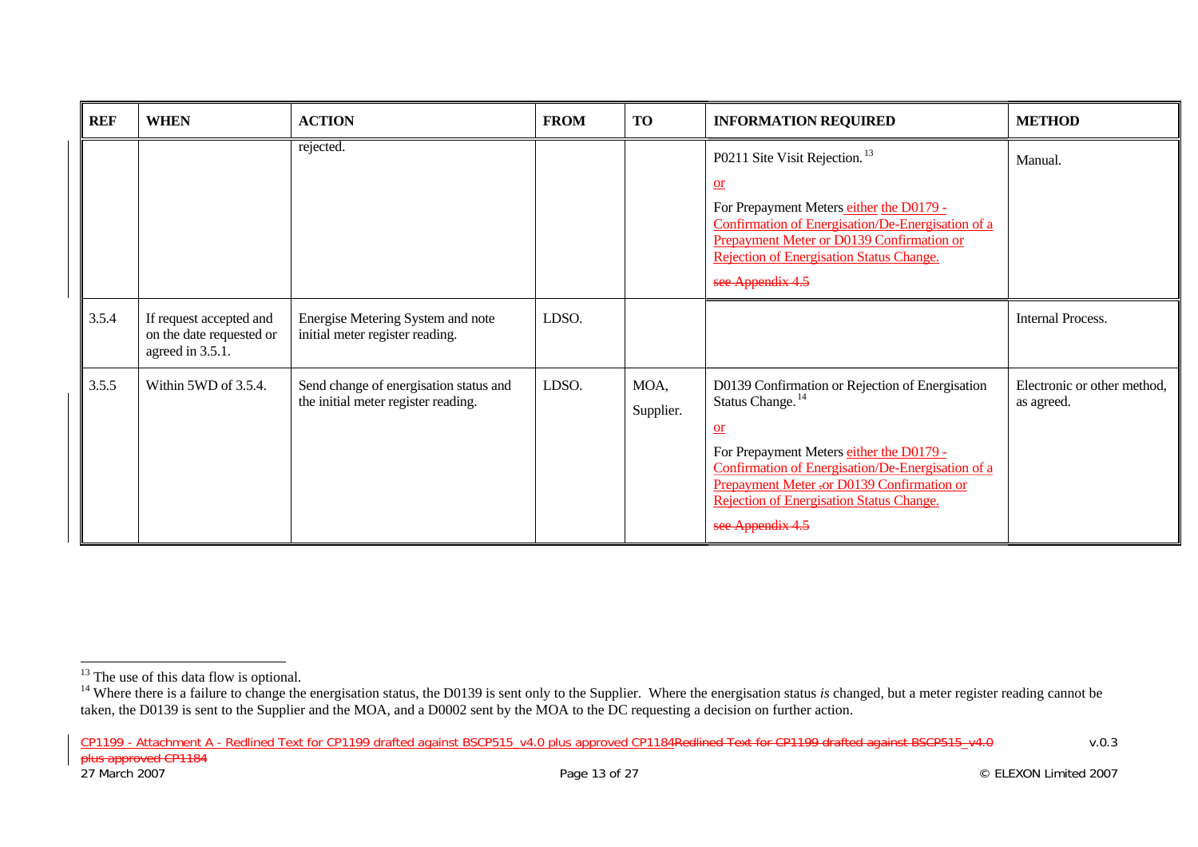| REF | WHEN | ACTION | FROM | TO | INFORMATION REQUIRED | METHOD |
|---|---|---|---|---|---|---|
| | | rejected. | | | P0211 Site Visit Rejection.[13] <br> or <br> For Prepayment Meters either the D0179 - Confirmation of Energisation/De-Energisation of a Prepayment Meter or D0139 Confirmation or Rejection of Energisation Status Change. <br> see Appendix 4.5 | Manual. |
| 3.5.4 | If request accepted and on the date requested or agreed in 3.5.1. | Energise Metering System and note initial meter register reading. | LDSO. | | | Internal Process. |
| 3.5.5 | Within 5WD of 3.5.4. | Send change of energisation status and the initial meter register reading. | LDSO. | MOA, Supplier. | D0139 Confirmation or Rejection of Energisation Status Change.[14] <br> or <br> For Prepayment Meters either the D0179 - Confirmation of Energisation/De-Energisation of a Prepayment Meter .or D0139 Confirmation or Rejection of Energisation Status Change. <br> see Appendix 4.5 | Electronic or other method, as agreed. |

[13] The use of this data flow is optional.

[14] Where there is a failure to change the energisation status, the D0139 is sent only to the Supplier. Where the energisation status *is* changed, but a meter register reading cannot be taken, the D0139 is sent to the Supplier and the MOA, and a D0002 sent by the MOA to the DC requesting a decision on further action.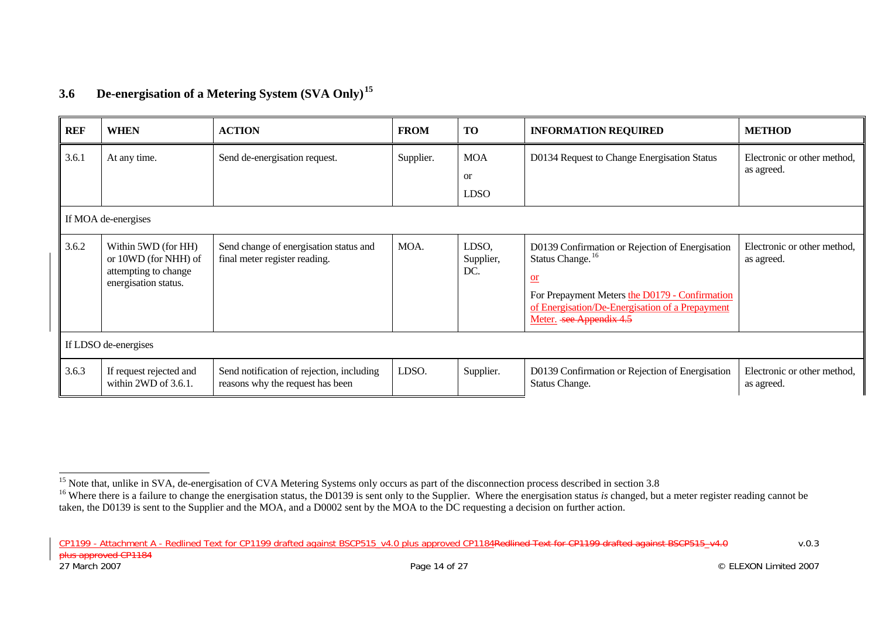## 3.6 De-energisation of a Metering System (SVA Only)[15]

| REF | WHEN | ACTION | FROM | TO | INFORMATION REQUIRED | METHOD |
|---|---|---|---|---|---|---|
| 3.6.1 | At any time. | Send de-energisation request. | Supplier. | MOA or LDSO | D0134 Request to Change Energisation Status | Electronic or other method, as agreed. |
| If MOA de-energises | | | | | | |
| 3.6.2 | Within 5WD (for HH) or 10WD (for NHH) of attempting to change energisation status. | Send change of energisation status and final meter register reading. | MOA. | LDSO, Supplier, DC. | D0139 Confirmation or Rejection of Energisation Status Change.[16] or For Prepayment Meters the D0179 - Confirmation of Energisation/De-Energisation of a Prepayment Meter. ~~see Appendix 4.5~~ | Electronic or other method, as agreed. |
| If LDSO de-energises | | | | | | |
| 3.6.3 | If request rejected and within 2WD of 3.6.1. | Send notification of rejection, including reasons why the request has been | LDSO. | Supplier. | D0139 Confirmation or Rejection of Energisation Status Change. | Electronic or other method, as agreed. |

[15] Note that, unlike in SVA, de-energisation of CVA Metering Systems only occurs as part of the disconnection process described in section 3.8

[16] Where there is a failure to change the energisation status, the D0139 is sent only to the Supplier. Where the energisation status *is* changed, but a meter register reading cannot be taken, the D0139 is sent to the Supplier and the MOA, and a D0002 sent by the MOA to the DC requesting a decision on further action.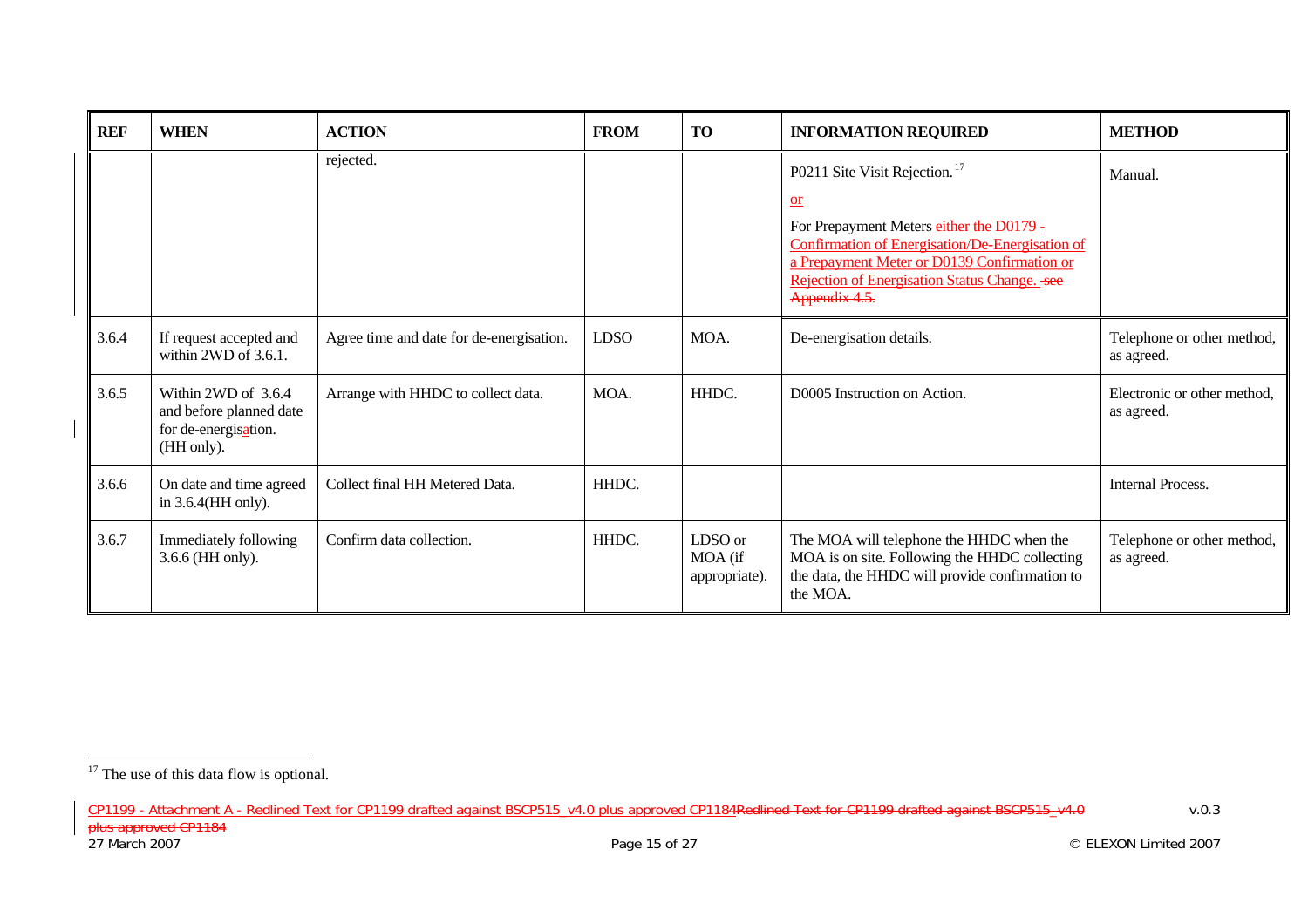| REF | WHEN | ACTION | FROM | TO | INFORMATION REQUIRED | METHOD |
|---|---|---|---|---|---|---|
| | | rejected. | | | P0211 Site Visit Rejection.[17] or For Prepayment Meters either the D0179 - Confirmation of Energisation/De-Energisation of a Prepayment Meter or D0139 Confirmation or Rejection of Energisation Status Change. see Appendix 4.5. | Manual. |
| 3.6.4 | If request accepted and within 2WD of 3.6.1. | Agree time and date for de-energisation. | LDSO | MOA. | De-energisation details. | Telephone or other method, as agreed. |
| 3.6.5 | Within 2WD of 3.6.4 and before planned date for de-energisation. (HH only). | Arrange with HHDC to collect data. | MOA. | HHDC. | D0005 Instruction on Action. | Electronic or other method, as agreed. |
| 3.6.6 | On date and time agreed in 3.6.4(HH only). | Collect final HH Metered Data. | HHDC. | | | Internal Process. |
| 3.6.7 | Immediately following 3.6.6 (HH only). | Confirm data collection. | HHDC. | LDSO or MOA (if appropriate). | The MOA will telephone the HHDC when the MOA is on site. Following the HHDC collecting the data, the HHDC will provide confirmation to the MOA. | Telephone or other method, as agreed. |

[17] The use of this data flow is optional.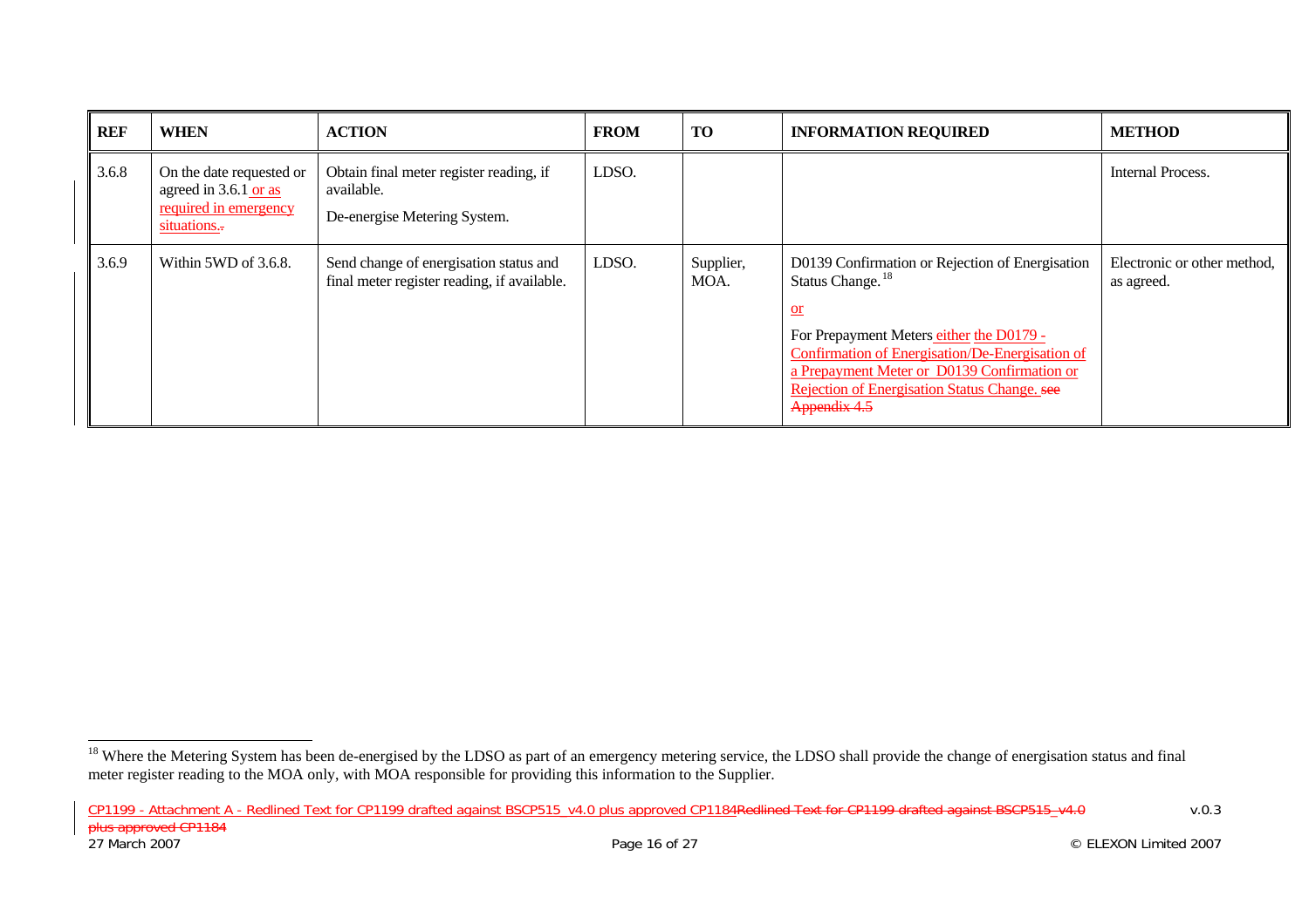| REF | WHEN | ACTION | FROM | TO | INFORMATION REQUIRED | METHOD |
|---|---|---|---|---|---|---|
| 3.6.8 | On the date requested or agreed in 3.6.1 or as required in emergency situations.. | Obtain final meter register reading, if available.<br><br>De-energise Metering System. | LDSO. | | | Internal Process. |
| 3.6.9 | Within 5WD of 3.6.8. | Send change of energisation status and final meter register reading, if available. | LDSO. | Supplier, MOA. | D0139 Confirmation or Rejection of Energisation Status Change.[18]<br><br>or<br><br>For Prepayment Meters either the D0179 - Confirmation of Energisation/De-Energisation of a Prepayment Meter or D0139 Confirmation or Rejection of Energisation Status Change. see Appendix 4.5 | Electronic or other method, as agreed. |

[18] Where the Metering System has been de-energised by the LDSO as part of an emergency metering service, the LDSO shall provide the change of energisation status and final meter register reading to the MOA only, with MOA responsible for providing this information to the Supplier.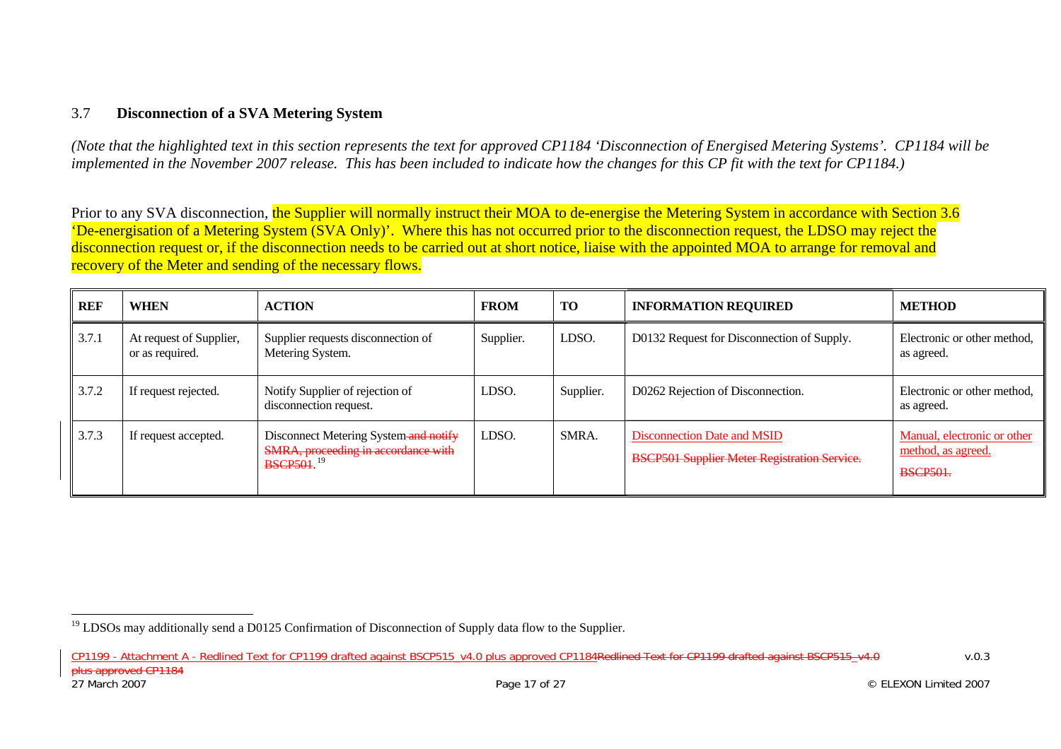## 3.7 Disconnection of a SVA Metering System

*(Note that the highlighted text in this section represents the text for approved CP1184 'Disconnection of Energised Metering Systems'. CP1184 will be implemented in the November 2007 release. This has been included to indicate how the changes for this CP fit with the text for CP1184.)*

Prior to any SVA disconnection, the Supplier will normally instruct their MOA to de-energise the Metering System in accordance with Section 3.6 'De-energisation of a Metering System (SVA Only)'. Where this has not occurred prior to the disconnection request, the LDSO may reject the disconnection request or, if the disconnection needs to be carried out at short notice, liaise with the appointed MOA to arrange for removal and recovery of the Meter and sending of the necessary flows.

| REF | WHEN | ACTION | FROM | TO | INFORMATION REQUIRED | METHOD |
|---|---|---|---|---|---|---|
| 3.7.1 | At request of Supplier, or as required. | Supplier requests disconnection of Metering System. | Supplier. | LDSO. | D0132 Request for Disconnection of Supply. | Electronic or other method, as agreed. |
| 3.7.2 | If request rejected. | Notify Supplier of rejection of disconnection request. | LDSO. | Supplier. | D0262 Rejection of Disconnection. | Electronic or other method, as agreed. |
| 3.7.3 | If request accepted. | Disconnect Metering System ~~and notify SMRA, proceeding in accordance with BSCP501~~.[19] | LDSO. | SMRA. | Disconnection Date and MSID ~~BSCP501 Supplier Meter Registration Service.~~ | Manual, electronic or other method, as agreed. ~~BSCP501.~~ |

[19] LDSOs may additionally send a D0125 Confirmation of Disconnection of Supply data flow to the Supplier.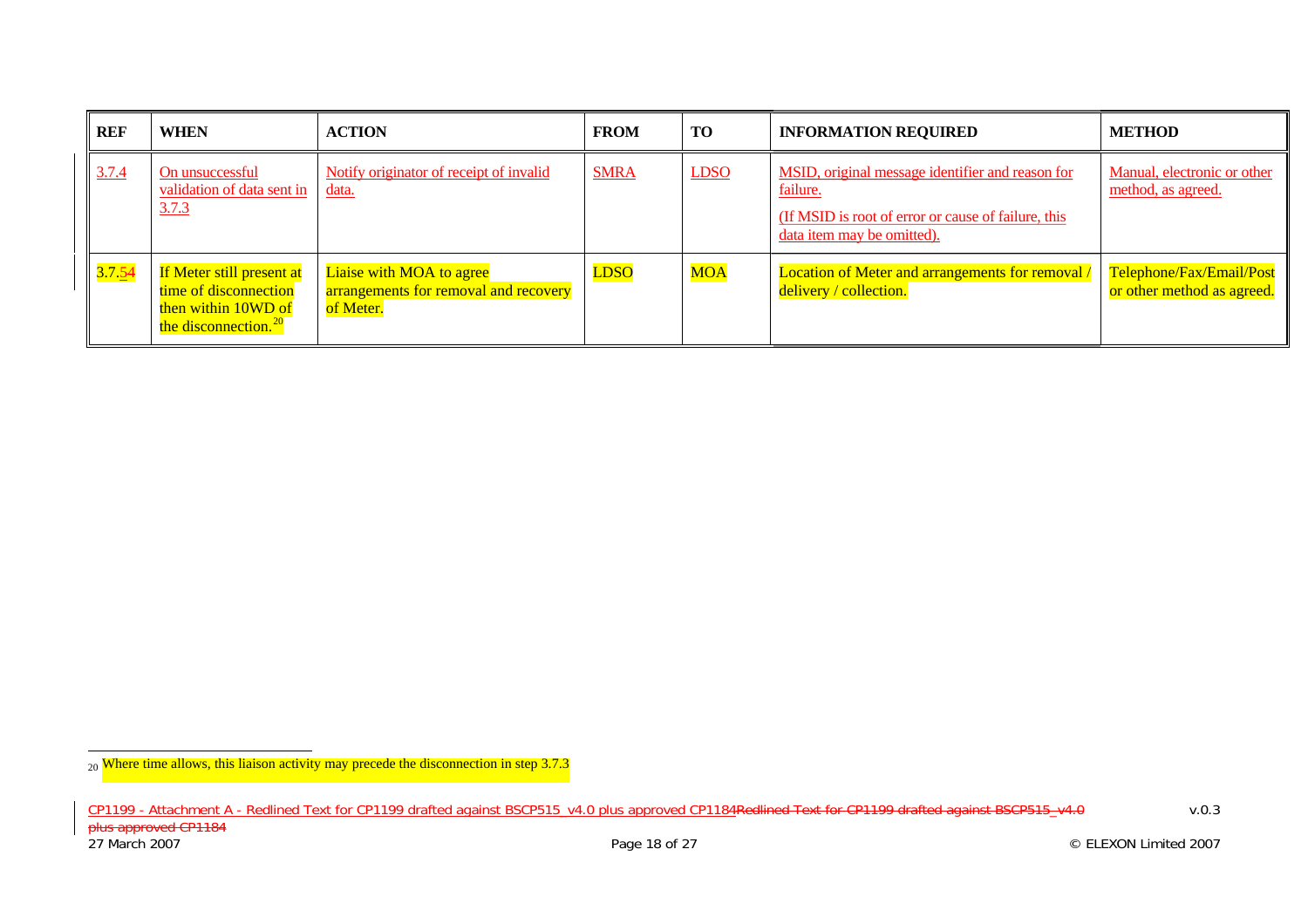| REF | WHEN | ACTION | FROM | TO | INFORMATION REQUIRED | METHOD |
|---|---|---|---|---|---|---|
| 3.7.4 | On unsuccessful validation of data sent in 3.7.3 | Notify originator of receipt of invalid data. | SMRA | LDSO | MSID, original message identifier and reason for failure.<br>(If MSID is root of error or cause of failure, this data item may be omitted). | Manual, electronic or other method, as agreed. |
| 3.7.54 | If Meter still present at time of disconnection then within 10WD of the disconnection.[20] | Liaise with MOA to agree arrangements for removal and recovery of Meter. | LDSO | MOA | Location of Meter and arrangements for removal / delivery / collection. | Telephone/Fax/Email/Post or other method as agreed. |

[20] Where time allows, this liaison activity may precede the disconnection in step 3.7.3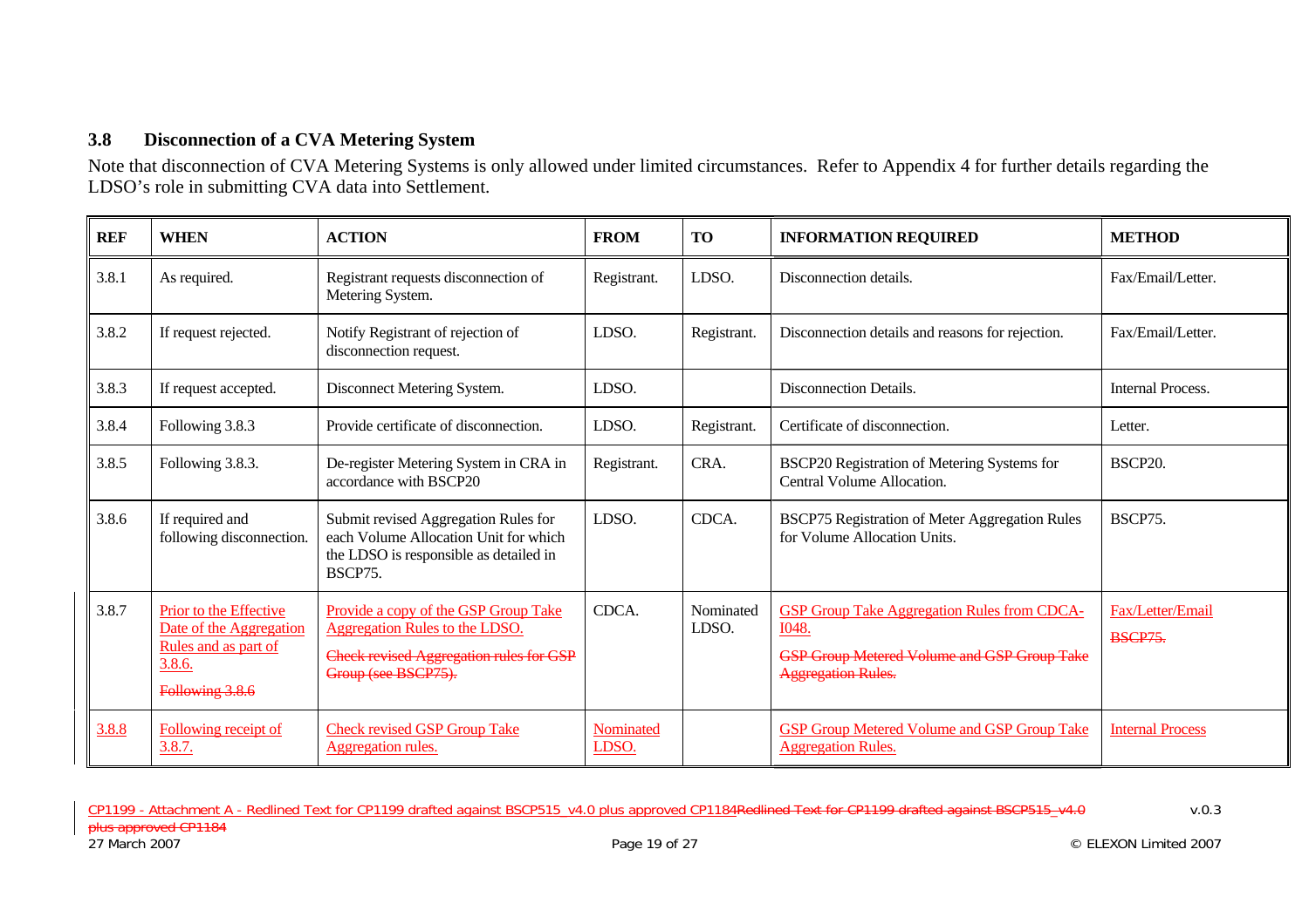## 3.8 Disconnection of a CVA Metering System

Note that disconnection of CVA Metering Systems is only allowed under limited circumstances. Refer to Appendix 4 for further details regarding the LDSO's role in submitting CVA data into Settlement.

| REF | WHEN | ACTION | FROM | TO | INFORMATION REQUIRED | METHOD |
|---|---|---|---|---|---|---|
| 3.8.1 | As required. | Registrant requests disconnection of Metering System. | Registrant. | LDSO. | Disconnection details. | Fax/Email/Letter. |
| 3.8.2 | If request rejected. | Notify Registrant of rejection of disconnection request. | LDSO. | Registrant. | Disconnection details and reasons for rejection. | Fax/Email/Letter. |
| 3.8.3 | If request accepted. | Disconnect Metering System. | LDSO. | | Disconnection Details. | Internal Process. |
| 3.8.4 | Following 3.8.3 | Provide certificate of disconnection. | LDSO. | Registrant. | Certificate of disconnection. | Letter. |
| 3.8.5 | Following 3.8.3. | De-register Metering System in CRA in accordance with BSCP20 | Registrant. | CRA. | BSCP20 Registration of Metering Systems for Central Volume Allocation. | BSCP20. |
| 3.8.6 | If required and following disconnection. | Submit revised Aggregation Rules for each Volume Allocation Unit for which the LDSO is responsible as detailed in BSCP75. | LDSO. | CDCA. | BSCP75 Registration of Meter Aggregation Rules for Volume Allocation Units. | BSCP75. |
| 3.8.7 | Prior to the Effective Date of the Aggregation Rules and as part of 3.8.6. ~~Following 3.8.6~~ | Provide a copy of the GSP Group Take Aggregation Rules to the LDSO. ~~Check revised Aggregation rules for GSP Group (see BSCP75).~~ | CDCA. | Nominated LDSO. | GSP Group Take Aggregation Rules from CDCA-I048. ~~GSP Group Metered Volume and GSP Group Take Aggregation Rules.~~ | Fax/Letter/Email ~~BSCP75.~~ |
| 3.8.8 | Following receipt of 3.8.7. | Check revised GSP Group Take Aggregation rules. | Nominated LDSO. | | GSP Group Metered Volume and GSP Group Take Aggregation Rules. | Internal Process |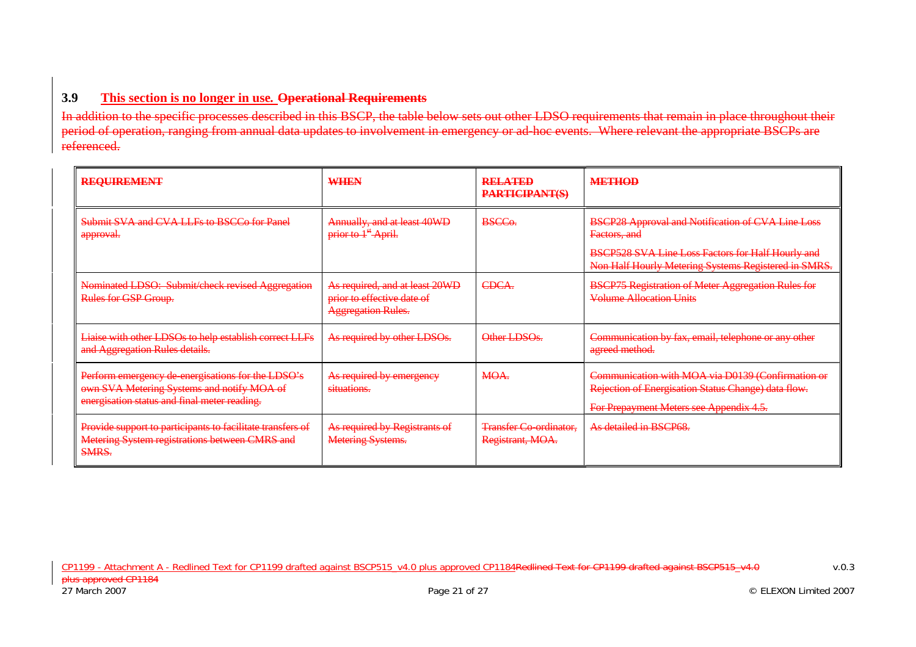### 3.9 This section is no longer in use. ~~Operational Requirements~~

~~In addition to the specific processes described in this BSCP, the table below sets out other LDSO requirements that remain in place throughout their period of operation, ranging from annual data updates to involvement in emergency or ad-hoc events. Where relevant the appropriate BSCPs are referenced.~~

| ~~REQUIREMENT~~ | ~~WHEN~~ | ~~RELATED PARTICIPANT(S)~~ | ~~METHOD~~ |
|---|---|---|---|
| ~~Submit SVA and CVA LLFs to BSCCo for Panel approval.~~ | ~~Annually, and at least 40WD prior to 1st April.~~ | ~~BSCCo.~~ | ~~BSCP28 Approval and Notification of CVA Line Loss Factors, and~~<br>~~BSCP528 SVA Line Loss Factors for Half Hourly and Non Half Hourly Metering Systems Registered in SMRS.~~ |
| ~~Nominated LDSO: Submit/check revised Aggregation Rules for GSP Group.~~ | ~~As required, and at least 20WD prior to effective date of Aggregation Rules.~~ | ~~CDCA.~~ | ~~BSCP75 Registration of Meter Aggregation Rules for Volume Allocation Units~~ |
| ~~Liaise with other LDSOs to help establish correct LLFs and Aggregation Rules details.~~ | ~~As required by other LDSOs.~~ | ~~Other LDSOs.~~ | ~~Communication by fax, email, telephone or any other agreed method.~~ |
| ~~Perform emergency de-energisations for the LDSO's own SVA Metering Systems and notify MOA of energisation status and final meter reading.~~ | ~~As required by emergency situations.~~ | ~~MOA.~~ | ~~Communication with MOA via D0139 (Confirmation or Rejection of Energisation Status Change) data flow.~~<br>~~For Prepayment Meters see Appendix 4.5.~~ |
| ~~Provide support to participants to facilitate transfers of Metering System registrations between CMRS and SMRS.~~ | ~~As required by Registrants of Metering Systems.~~ | ~~Transfer Co-ordinator, Registrant, MOA.~~ | ~~As detailed in BSCP68.~~ |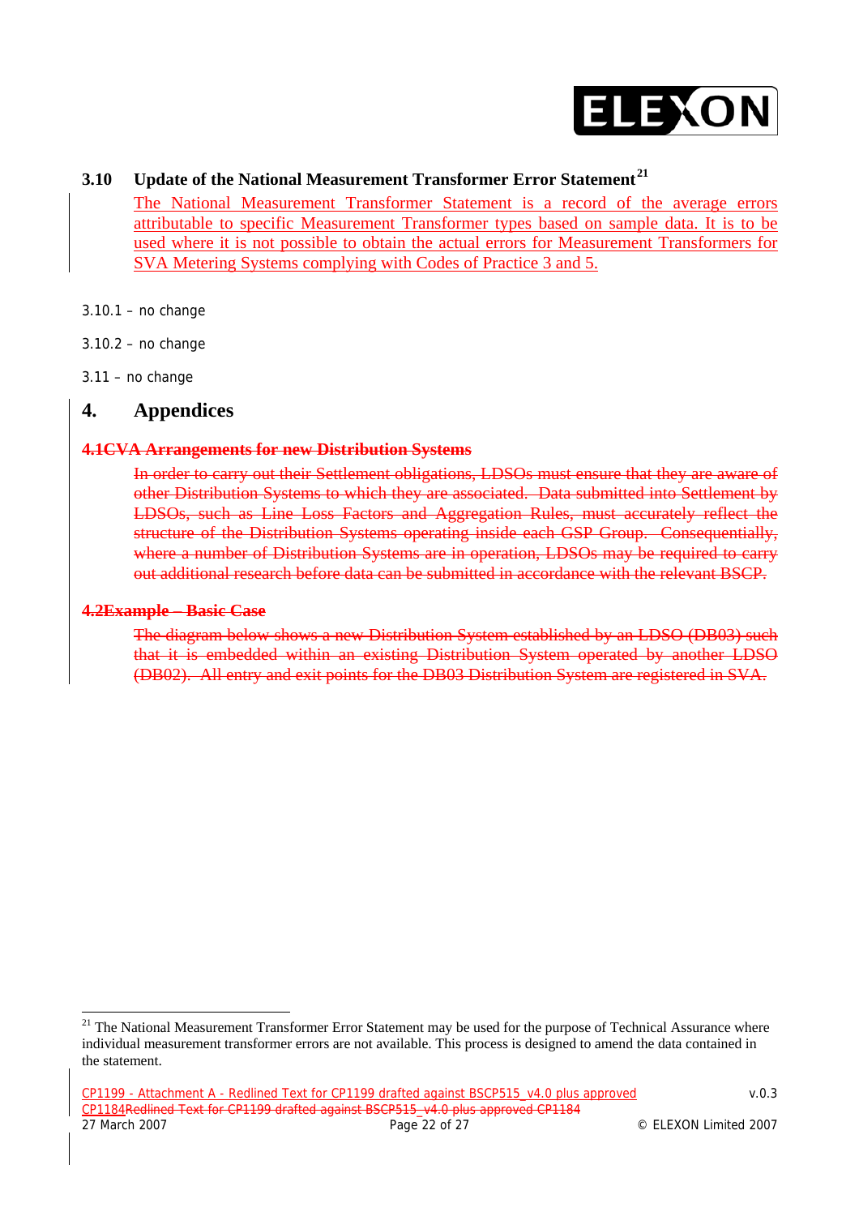### 3.10 Update of the National Measurement Transformer Error Statement[21]

The National Measurement Transformer Statement is a record of the average errors attributable to specific Measurement Transformer types based on sample data. It is to be used where it is not possible to obtain the actual errors for Measurement Transformers for SVA Metering Systems complying with Codes of Practice 3 and 5.

3.10.1 – no change

3.10.2 – no change

3.11 – no change

## 4. Appendices

### ~~4.1CVA Arrangements for new Distribution Systems~~

~~In order to carry out their Settlement obligations, LDSOs must ensure that they are aware of other Distribution Systems to which they are associated. Data submitted into Settlement by LDSOs, such as Line Loss Factors and Aggregation Rules, must accurately reflect the structure of the Distribution Systems operating inside each GSP Group. Consequentially, where a number of Distribution Systems are in operation, LDSOs may be required to carry out additional research before data can be submitted in accordance with the relevant BSCP.~~

### ~~4.2Example – Basic Case~~

~~The diagram below shows a new Distribution System established by an LDSO (DB03) such that it is embedded within an existing Distribution System operated by another LDSO (DB02). All entry and exit points for the DB03 Distribution System are registered in SVA.~~

---

[21] The National Measurement Transformer Error Statement may be used for the purpose of Technical Assurance where individual measurement transformer errors are not available. This process is designed to amend the data contained in the statement.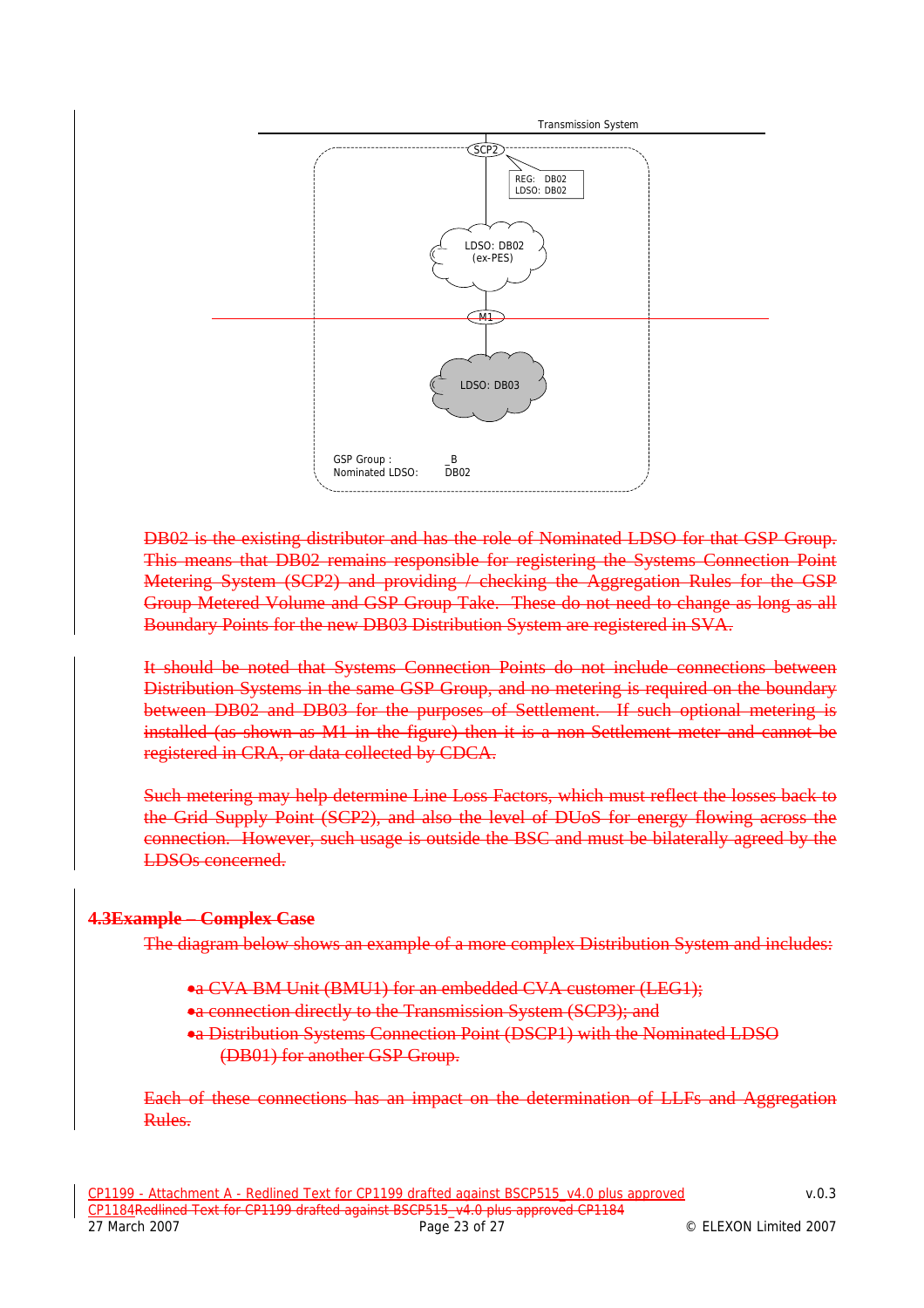Transmission System

SCP2

REG: DB02
LDSO: DB02

LDSO: DB02
(ex-PES)

M1

LDSO: DB03

GSP Group : _B
Nominated LDSO: DB02

~~DB02 is the existing distributor and has the role of Nominated LDSO for that GSP Group. This means that DB02 remains responsible for registering the Systems Connection Point Metering System (SCP2) and providing / checking the Aggregation Rules for the GSP Group Metered Volume and GSP Group Take. These do not need to change as long as all Boundary Points for the new DB03 Distribution System are registered in SVA.~~

~~It should be noted that Systems Connection Points do not include connections between Distribution Systems in the same GSP Group, and no metering is required on the boundary between DB02 and DB03 for the purposes of Settlement. If such optional metering is installed (as shown as M1 in the figure) then it is a non Settlement meter and cannot be registered in CRA, or data collected by CDCA.~~

~~Such metering may help determine Line Loss Factors, which must reflect the losses back to the Grid Supply Point (SCP2), and also the level of DUoS for energy flowing across the connection. However, such usage is outside the BSC and must be bilaterally agreed by the LDSOs concerned.~~

### ~~4.3Example – Complex Case~~

~~The diagram below shows an example of a more complex Distribution System and includes:~~

- ~~a CVA BM Unit (BMU1) for an embedded CVA customer (LEG1);~~
- ~~a connection directly to the Transmission System (SCP3); and~~
- ~~a Distribution Systems Connection Point (DSCP1) with the Nominated LDSO (DB01) for another GSP Group.~~

~~Each of these connections has an impact on the determination of LLFs and Aggregation Rules.~~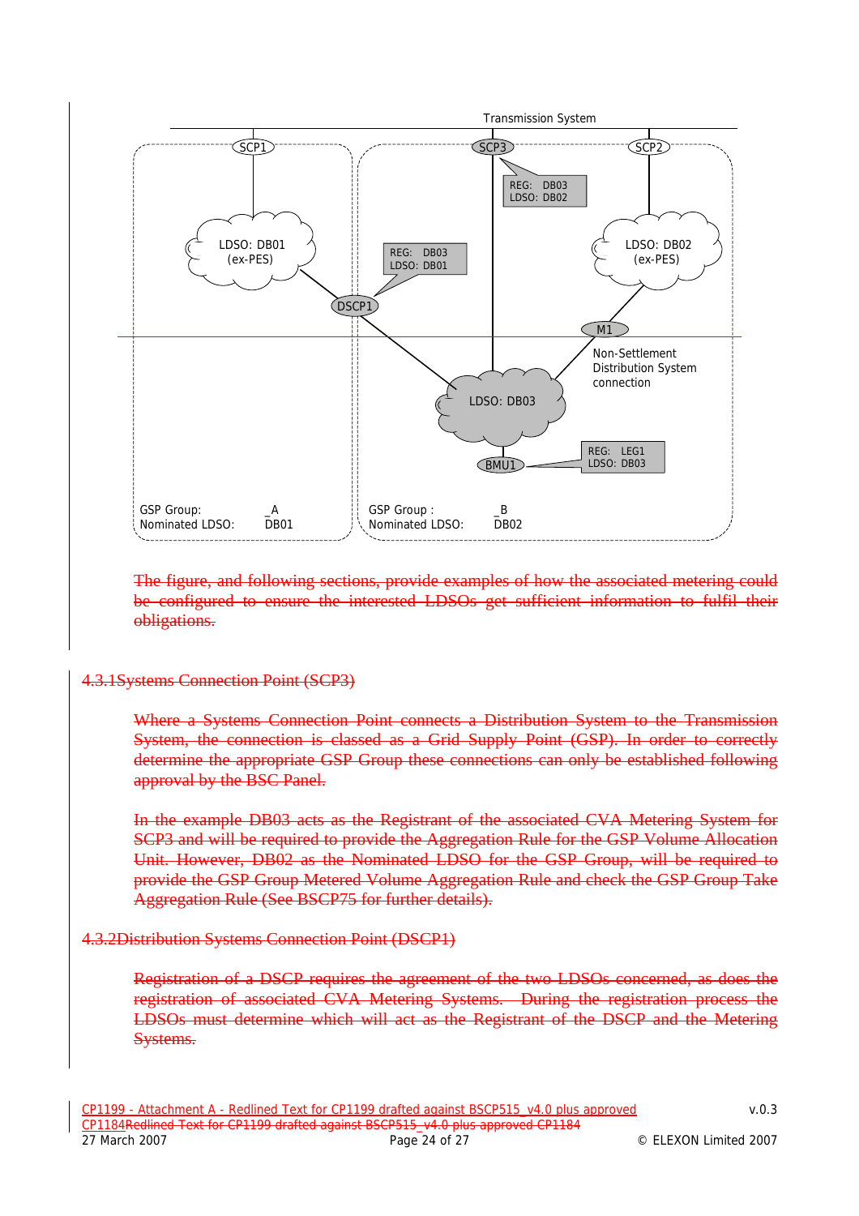~~The figure, and following sections, provide examples of how the associated metering could be configured to ensure the interested LDSOs get sufficient information to fulfil their obligations.~~

### ~~4.3.1Systems Connection Point (SCP3)~~

~~Where a Systems Connection Point connects a Distribution System to the Transmission System, the connection is classed as a Grid Supply Point (GSP). In order to correctly determine the appropriate GSP Group these connections can only be established following approval by the BSC Panel.~~

~~In the example DB03 acts as the Registrant of the associated CVA Metering System for SCP3 and will be required to provide the Aggregation Rule for the GSP Volume Allocation Unit. However, DB02 as the Nominated LDSO for the GSP Group, will be required to provide the GSP Group Metered Volume Aggregation Rule and check the GSP Group Take Aggregation Rule (See BSCP75 for further details).~~

### ~~4.3.2Distribution Systems Connection Point (DSCP1)~~

~~Registration of a DSCP requires the agreement of the two LDSOs concerned, as does the registration of associated CVA Metering Systems. During the registration process the LDSOs must determine which will act as the Registrant of the DSCP and the Metering Systems.~~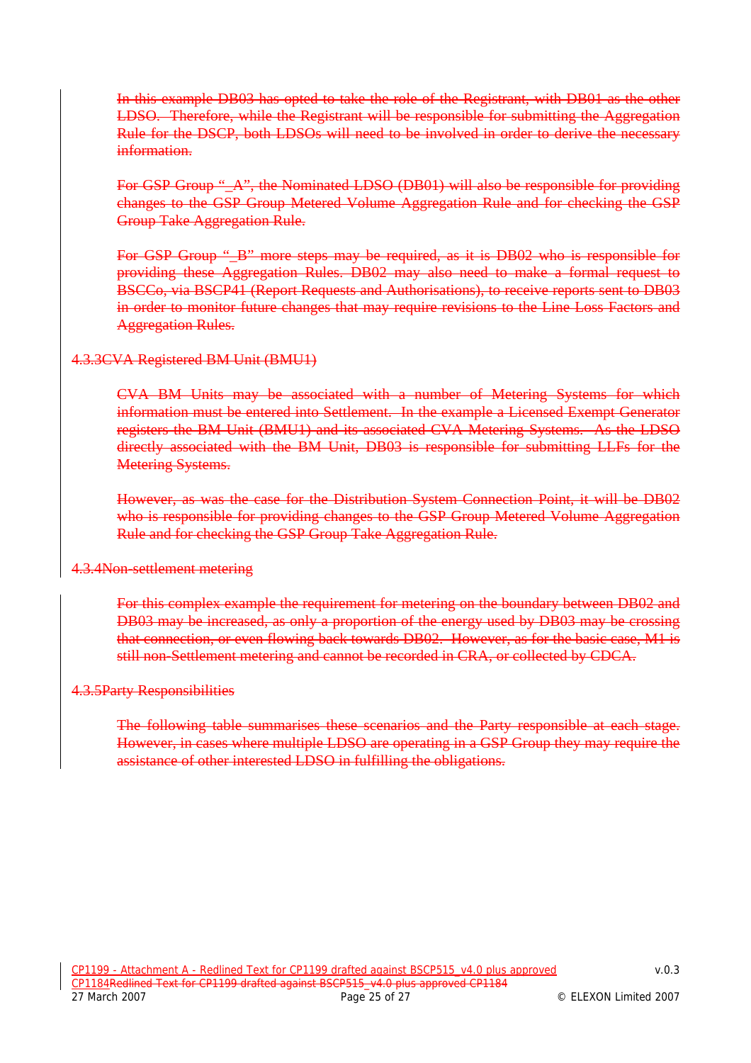In this example DB03 has opted to take the role of the Registrant, with DB01 as the other LDSO. Therefore, while the Registrant will be responsible for submitting the Aggregation Rule for the DSCP, both LDSOs will need to be involved in order to derive the necessary information.

For GSP Group "_A", the Nominated LDSO (DB01) will also be responsible for providing changes to the GSP Group Metered Volume Aggregation Rule and for checking the GSP Group Take Aggregation Rule.

For GSP Group "_B" more steps may be required, as it is DB02 who is responsible for providing these Aggregation Rules. DB02 may also need to make a formal request to BSCCo, via BSCP41 (Report Requests and Authorisations), to receive reports sent to DB03 in order to monitor future changes that may require revisions to the Line Loss Factors and Aggregation Rules.

### 4.3.3 CVA Registered BM Unit (BMU1)

CVA BM Units may be associated with a number of Metering Systems for which information must be entered into Settlement. In the example a Licensed Exempt Generator registers the BM Unit (BMU1) and its associated CVA Metering Systems. As the LDSO directly associated with the BM Unit, DB03 is responsible for submitting LLFs for the Metering Systems.

However, as was the case for the Distribution System Connection Point, it will be DB02 who is responsible for providing changes to the GSP Group Metered Volume Aggregation Rule and for checking the GSP Group Take Aggregation Rule.

### 4.3.4 Non-settlement metering

For this complex example the requirement for metering on the boundary between DB02 and DB03 may be increased, as only a proportion of the energy used by DB03 may be crossing that connection, or even flowing back towards DB02. However, as for the basic case, M1 is still non-Settlement metering and cannot be recorded in CRA, or collected by CDCA.

### 4.3.5 Party Responsibilities

The following table summarises these scenarios and the Party responsible at each stage. However, in cases where multiple LDSO are operating in a GSP Group they may require the assistance of other interested LDSO in fulfilling the obligations.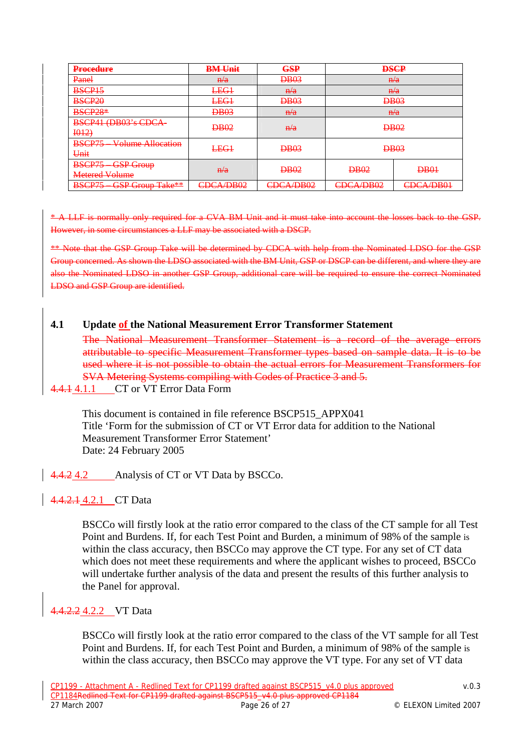| Procedure | BM Unit | GSP | DSCP | |
|---|---|---|---|---|
| Panel | n/a | DB03 | n/a | |
| BSCP15 | LEG1 | n/a | n/a | |
| BSCP20 | LEG1 | DB03 | DB03 | |
| BSCP28* | DB03 | n/a | n/a | |
| BSCP41 (DB03's CDCA-I012) | DB02 | n/a | DB02 | |
| BSCP75 – Volume Allocation Unit | LEG1 | DB03 | DB03 | |
| BSCP75 – GSP Group Metered Volume | n/a | DB02 | DB02 | DB01 |
| BSCP75 – GSP Group Take** | CDCA/DB02 | CDCA/DB02 | CDCA/DB02 | CDCA/DB01 |

* A LLF is normally only required for a CVA BM Unit and it must take into account the losses back to the GSP. However, in some circumstances a LLF may be associated with a DSCP.

** Note that the GSP Group Take will be determined by CDCA with help from the Nominated LDSO for the GSP Group concerned. As shown the LDSO associated with the BM Unit, GSP or DSCP can be different, and where they are also the Nominated LDSO in another GSP Group, additional care will be required to ensure the correct Nominated LDSO and GSP Group are identified.

## 4.1 Update of the National Measurement Error Transformer Statement

The National Measurement Transformer Statement is a record of the average errors attributable to specific Measurement Transformer types based on sample data. It is to be used where it is not possible to obtain the actual errors for Measurement Transformers for SVA Metering Systems compiling with Codes of Practice 3 and 5.

### 4.4.1 4.1.1 CT or VT Error Data Form

This document is contained in file reference BSCP515_APPX041
Title 'Form for the submission of CT or VT Error data for addition to the National Measurement Transformer Error Statement'
Date: 24 February 2005

### 4.4.2 4.2 Analysis of CT or VT Data by BSCCo.

### 4.4.2.1 4.2.1 CT Data

BSCCo will firstly look at the ratio error compared to the class of the CT sample for all Test Point and Burdens. If, for each Test Point and Burden, a minimum of 98% of the sample is within the class accuracy, then BSCCo may approve the CT type. For any set of CT data which does not meet these requirements and where the applicant wishes to proceed, BSCCo will undertake further analysis of the data and present the results of this further analysis to the Panel for approval.

### 4.4.2.2 4.2.2 VT Data

BSCCo will firstly look at the ratio error compared to the class of the VT sample for all Test Point and Burdens. If, for each Test Point and Burden, a minimum of 98% of the sample is within the class accuracy, then BSCCo may approve the VT type. For any set of VT data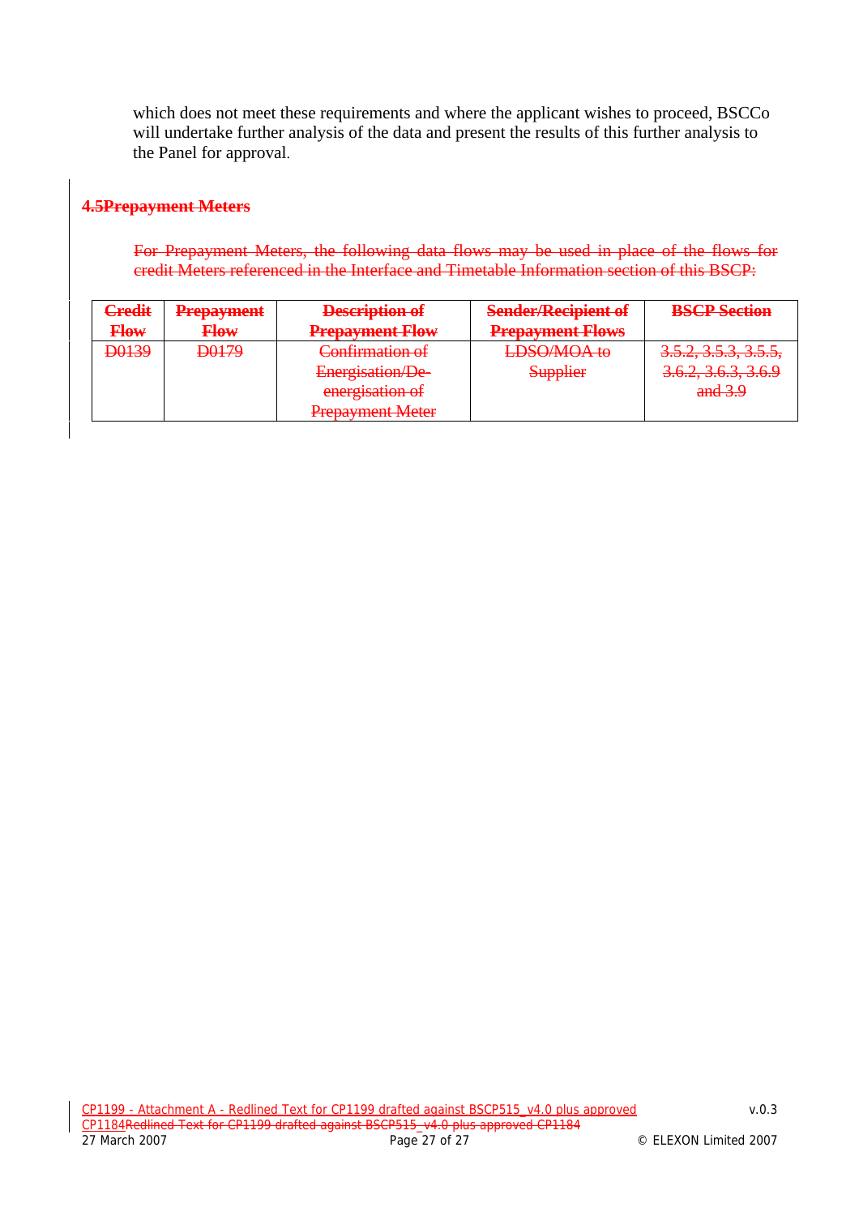which does not meet these requirements and where the applicant wishes to proceed, BSCCo will undertake further analysis of the data and present the results of this further analysis to the Panel for approval.

## ~~4.5 Prepayment Meters~~

~~For Prepayment Meters, the following data flows may be used in place of the flows for credit Meters referenced in the Interface and Timetable Information section of this BSCP:~~

| ~~Credit Flow~~ | ~~Prepayment Flow~~ | ~~Description of Prepayment Flow~~ | ~~Sender/Recipient of Prepayment Flows~~ | ~~BSCP Section~~ |
|---|---|---|---|---|
| ~~D0139~~ | ~~D0179~~ | ~~Confirmation of Energisation/De-energisation of Prepayment Meter~~ | ~~LDSO/MOA to Supplier~~ | ~~3.5.2, 3.5.3, 3.5.5, 3.6.2, 3.6.3, 3.6.9 and 3.9~~ |